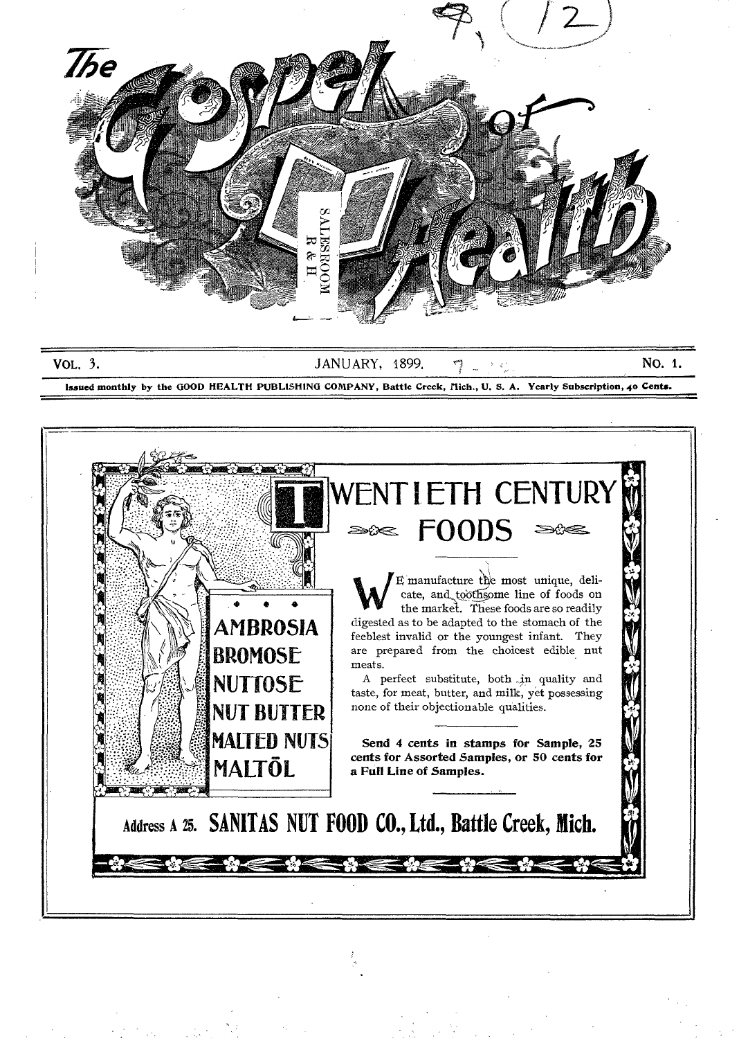# The Gospel of Health

VOL. 3. JANUARY, 1899. NO. 1.

Issued monthly by the GOOD HEALTH PUBLISHING COMPANY, Battle Creek, Mich., U. S. A. Yearly Subscription, 40 Cents.

## TWENTIETH CENTURY FOODS

AMBROSIA
BROMOSE
NUTTOSE
NUT BUTTER
MALTED NUTS
MALTÖL

WE manufacture the most unique, delicate, and toothsome line of foods on the market. These foods are so readily digested as to be adapted to the stomach of the feeblest invalid or the youngest infant. They are prepared from the choicest edible nut meats.

A perfect substitute, both in quality and taste, for meat, butter, and milk, yet possessing none of their objectionable qualities.

**Send 4 cents in stamps for Sample, 25 cents for Assorted Samples, or 50 cents for a Full Line of Samples.**

Address A 25. **SANITAS NUT FOOD CO., Ltd., Battle Creek, Mich.**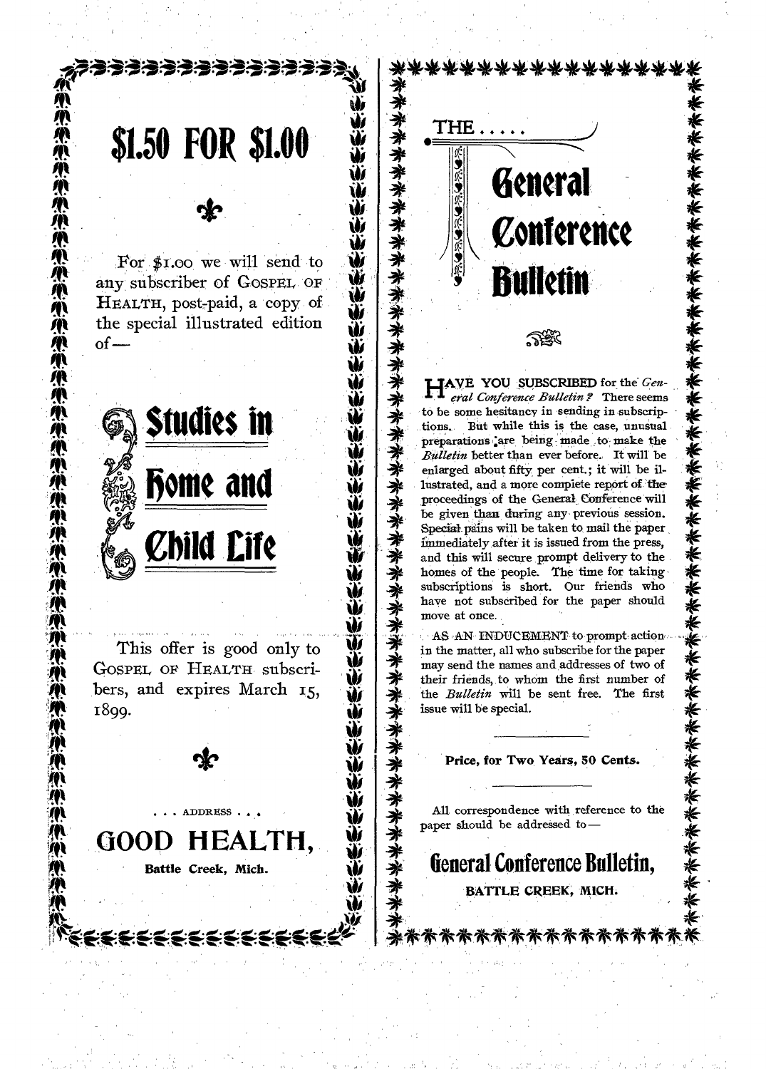# $1.50 FOR $1.00

For $1.00 we will send to any subscriber of GOSPEL OF HEALTH, post-paid, a copy of the special illustrated edition of—

## Studies in Home and Child Life

This offer is good only to GOSPEL OF HEALTH subscribers, and expires March 15, 1899.

. . . ADDRESS . . .

**GOOD HEALTH,**

**Battle Creek, Mich.**

# THE..... General Conference Bulletin

HAVE YOU SUBSCRIBED for the *General Conference Bulletin?* There seems to be some hesitancy in sending in subscriptions. But while this is the case, unusual preparations are being made to make the *Bulletin* better than ever before. It will be enlarged about fifty per cent.; it will be illustrated, and a more complete report of the proceedings of the General Conference will be given than during any previous session. Special pains will be taken to mail the paper immediately after it is issued from the press, and this will secure prompt delivery to the homes of the people. The time for taking subscriptions is short. Our friends who have not subscribed for the paper should move at once.

AS AN INDUCEMENT to prompt action in the matter, all who subscribe for the paper may send the names and addresses of two of their friends, to whom the first number of the *Bulletin* will be sent free. The first issue will be special.

**Price, for Two Years, 50 Cents.**

All correspondence with reference to the paper should be addressed to—

**General Conference Bulletin,**

**BATTLE CREEK, MICH.**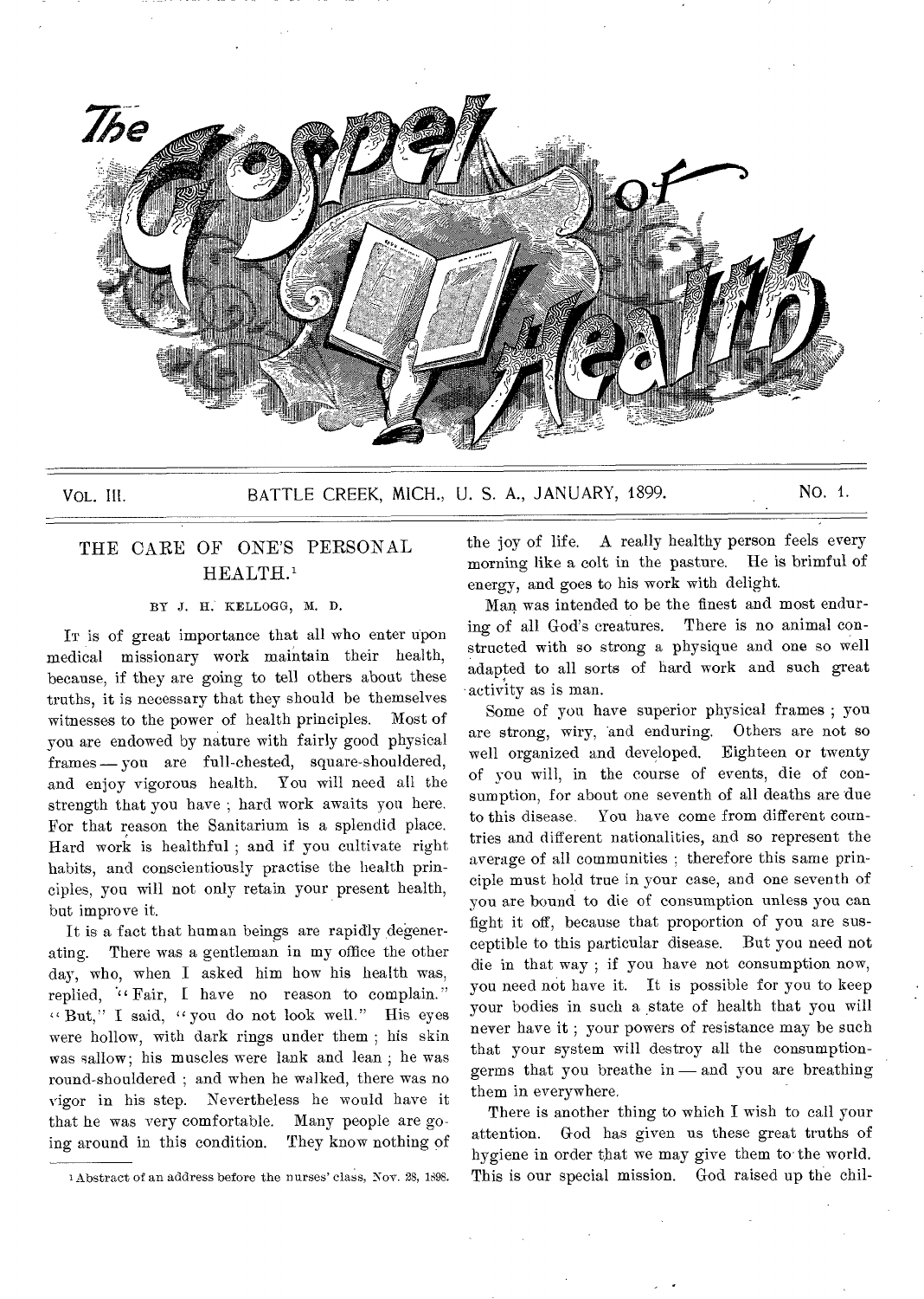# The Gospel of Health

VOL. III. BATTLE CREEK, MICH., U. S. A., JANUARY, 1899. NO. 1.

## THE CARE OF ONE'S PERSONAL HEALTH.[1]

BY J. H. KELLOGG, M. D.

It is of great importance that all who enter upon medical missionary work maintain their health, because, if they are going to tell others about these truths, it is necessary that they should be themselves witnesses to the power of health principles. Most of you are endowed by nature with fairly good physical frames — you are full-chested, square-shouldered, and enjoy vigorous health. You will need all the strength that you have ; hard work awaits you here. For that reason the Sanitarium is a splendid place. Hard work is healthful ; and if you cultivate right habits, and conscientiously practise the health principles, you will not only retain your present health, but improve it.

It is a fact that human beings are rapidly degenerating. There was a gentleman in my office the other day, who, when I asked him how his health was, replied, "Fair, I have no reason to complain." "But," I said, "you do not look well." His eyes were hollow, with dark rings under them ; his skin was sallow; his muscles were lank and lean ; he was round-shouldered ; and when he walked, there was no vigor in his step. Nevertheless he would have it that he was very comfortable. Many people are going around in this condition. They know nothing of the joy of life. A really healthy person feels every morning like a colt in the pasture. He is brimful of energy, and goes to his work with delight.

Man was intended to be the finest and most enduring of all God's creatures. There is no animal constructed with so strong a physique and one so well adapted to all sorts of hard work and such great activity as is man.

Some of you have superior physical frames ; you are strong, wiry, and enduring. Others are not so well organized and developed. Eighteen or twenty of you will, in the course of events, die of consumption, for about one seventh of all deaths are due to this disease. You have come from different countries and different nationalities, and so represent the average of all communities ; therefore this same principle must hold true in your case, and one seventh of you are bound to die of consumption unless you can fight it off, because that proportion of you are susceptible to this particular disease. But you need not die in that way ; if you have not consumption now, you need not have it. It is possible for you to keep your bodies in such a state of health that you will never have it ; your powers of resistance may be such that your system will destroy all the consumption-germs that you breathe in — and you are breathing them in everywhere.

There is another thing to which I wish to call your attention. God has given us these great truths of hygiene in order that we may give them to the world. This is our special mission. God raised up the chil-

[1] Abstract of an address before the nurses' class, Nov. 28, 1898.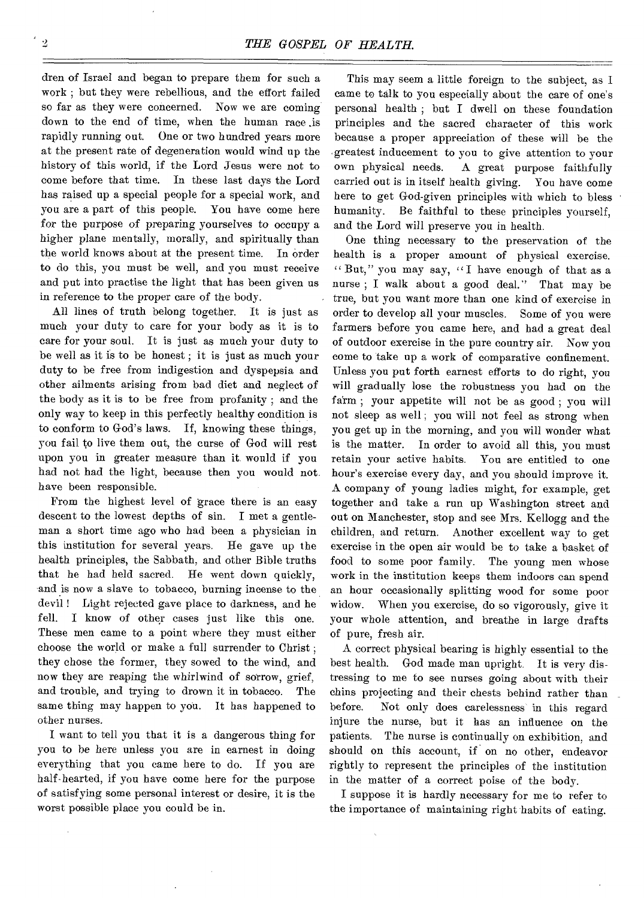dren of Israel and began to prepare them for such a work; but they were rebellious, and the effort failed so far as they were concerned. Now we are coming down to the end of time, when the human race is rapidly running out. One or two hundred years more at the present rate of degeneration would wind up the history of this world, if the Lord Jesus were not to come before that time. In these last days the Lord has raised up a special people for a special work, and you are a part of this people. You have come here for the purpose of preparing yourselves to occupy a higher plane mentally, morally, and spiritually than the world knows about at the present time. In order to do this, you must be well, and you must receive and put into practise the light that has been given us in reference to the proper care of the body.

All lines of truth belong together. It is just as much your duty to care for your body as it is to care for your soul. It is just as much your duty to be well as it is to be honest; it is just as much your duty to be free from indigestion and dyspepsia and other ailments arising from bad diet and neglect of the body as it is to be free from profanity; and the only way to keep in this perfectly healthy condition is to conform to God's laws. If, knowing these things, you fail to live them out, the curse of God will rest upon you in greater measure than it would if you had not had the light, because then you would not have been responsible.

From the highest level of grace there is an easy descent to the lowest depths of sin. I met a gentleman a short time ago who had been a physician in this institution for several years. He gave up the health principles, the Sabbath, and other Bible truths that he had held sacred. He went down quickly, and is now a slave to tobacco, burning incense to the devil! Light rejected gave place to darkness, and he fell. I know of other cases just like this one. These men came to a point where they must either choose the world or make a full surrender to Christ; they chose the former, they sowed to the wind, and now they are reaping the whirlwind of sorrow, grief, and trouble, and trying to drown it in tobacco. The same thing may happen to you. It has happened to other nurses.

I want to tell you that it is a dangerous thing for you to be here unless you are in earnest in doing everything that you came here to do. If you are half-hearted, if you have come here for the purpose of satisfying some personal interest or desire, it is the worst possible place you could be in.

This may seem a little foreign to the subject, as I came to talk to you especially about the care of one's personal health; but I dwell on these foundation principles and the sacred character of this work because a proper appreciation of these will be the greatest inducement to you to give attention to your own physical needs. A great purpose faithfully carried out is in itself health giving. You have come here to get God-given principles with which to bless humanity. Be faithful to these principles yourself, and the Lord will preserve you in health.

One thing necessary to the preservation of the health is a proper amount of physical exercise. "But," you may say, "I have enough of that as a nurse; I walk about a good deal." That may be true, but you want more than one kind of exercise in order to develop all your muscles. Some of you were farmers before you came here, and had a great deal of outdoor exercise in the pure country air. Now you come to take up a work of comparative confinement. Unless you put forth earnest efforts to do right, you will gradually lose the robustness you had on the farm; your appetite will not be as good; you will not sleep as well; you will not feel as strong when you get up in the morning, and you will wonder what is the matter. In order to avoid all this, you must retain your active habits. You are entitled to one hour's exercise every day, and you should improve it. A company of young ladies might, for example, get together and take a run up Washington street and out on Manchester, stop and see Mrs. Kellogg and the children, and return. Another excellent way to get exercise in the open air would be to take a basket of food to some poor family. The young men whose work in the institution keeps them indoors can spend an hour occasionally splitting wood for some poor widow. When you exercise, do so vigorously, give it your whole attention, and breathe in large drafts of pure, fresh air.

A correct physical bearing is highly essential to the best health. God made man upright. It is very distressing to me to see nurses going about with their chins projecting and their chests behind rather than before. Not only does carelessness in this regard injure the nurse, but it has an influence on the patients. The nurse is continually on exhibition, and should on this account, if on no other, endeavor rightly to represent the principles of the institution in the matter of a correct poise of the body.

I suppose it is hardly necessary for me to refer to the importance of maintaining right habits of eating.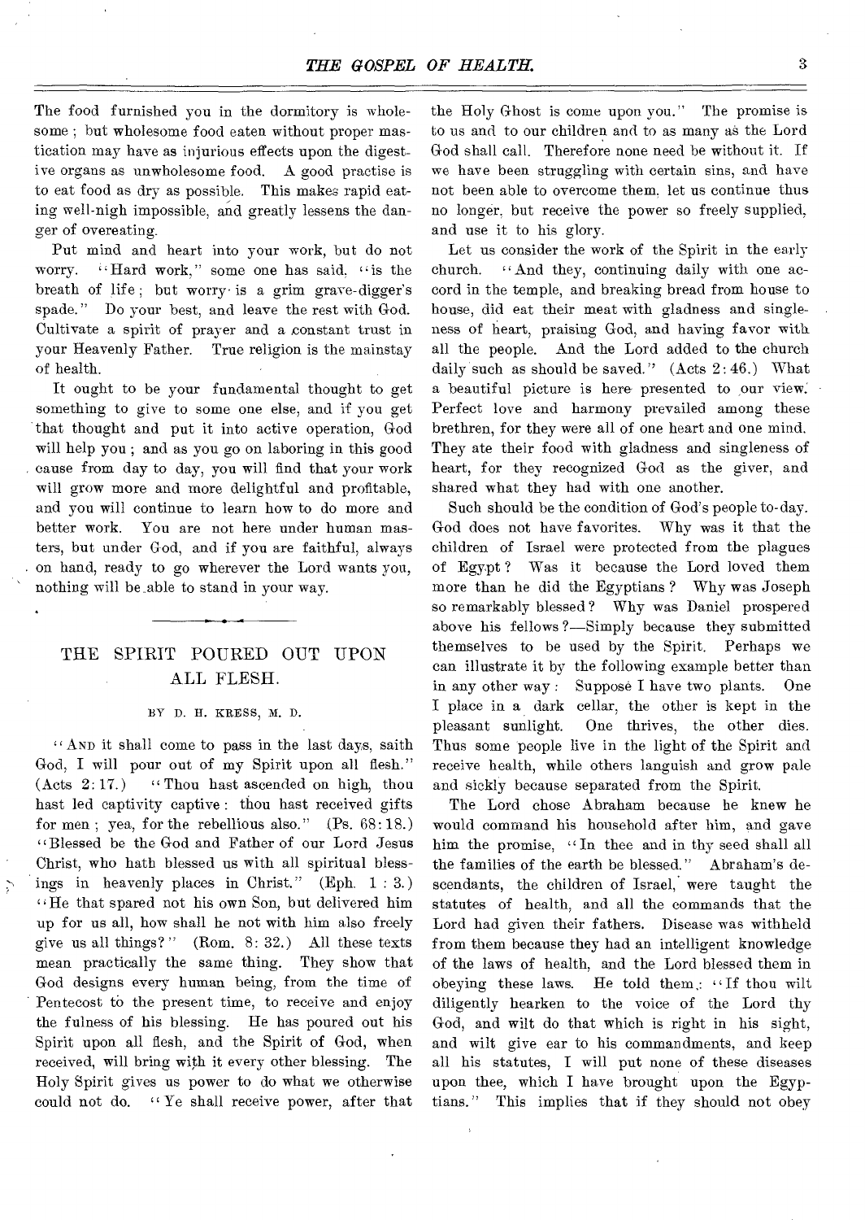The food furnished you in the dormitory is wholesome; but wholesome food eaten without proper mastication may have as injurious effects upon the digestive organs as unwholesome food. A good practise is to eat food as dry as possible. This makes rapid eating well-nigh impossible, and greatly lessens the danger of overeating.

Put mind and heart into your work, but do not worry. "Hard work," some one has said, "is the breath of life; but worry is a grim grave-digger's spade." Do your best, and leave the rest with God. Cultivate a spirit of prayer and a constant trust in your Heavenly Father. True religion is the mainstay of health.

It ought to be your fundamental thought to get something to give to some one else, and if you get that thought and put it into active operation, God will help you; and as you go on laboring in this good cause from day to day, you will find that your work will grow more and more delightful and profitable, and you will continue to learn how to do more and better work. You are not here under human masters, but under God, and if you are faithful, always on hand, ready to go wherever the Lord wants you, nothing will be able to stand in your way.

## THE SPIRIT POURED OUT UPON ALL FLESH.

BY D. H. KRESS, M. D.

"AND it shall come to pass in the last days, saith God, I will pour out of my Spirit upon all flesh." (Acts 2:17.) "Thou hast ascended on high, thou hast led captivity captive: thou hast received gifts for men; yea, for the rebellious also." (Ps. 68:18.) "Blessed be the God and Father of our Lord Jesus Christ, who hath blessed us with all spiritual blessings in heavenly places in Christ." (Eph. 1:3.) "He that spared not his own Son, but delivered him up for us all, how shall he not with him also freely give us all things?" (Rom. 8:32.) All these texts mean practically the same thing. They show that God designs every human being, from the time of Pentecost to the present time, to receive and enjoy the fulness of his blessing. He has poured out his Spirit upon all flesh, and the Spirit of God, when received, will bring with it every other blessing. The Holy Spirit gives us power to do what we otherwise could not do. "Ye shall receive power, after that the Holy Ghost is come upon you." The promise is to us and to our children and to as many as the Lord God shall call. Therefore none need be without it. If we have been struggling with certain sins, and have not been able to overcome them, let us continue thus no longer, but receive the power so freely supplied, and use it to his glory.

Let us consider the work of the Spirit in the early church. "And they, continuing daily with one accord in the temple, and breaking bread from house to house, did eat their meat with gladness and singleness of heart, praising God, and having favor with all the people. And the Lord added to the church daily such as should be saved." (Acts 2:46.) What a beautiful picture is here presented to our view. Perfect love and harmony prevailed among these brethren, for they were all of one heart and one mind. They ate their food with gladness and singleness of heart, for they recognized God as the giver, and shared what they had with one another.

Such should be the condition of God's people to-day. God does not have favorites. Why was it that the children of Israel were protected from the plagues of Egypt? Was it because the Lord loved them more than he did the Egyptians? Why was Joseph so remarkably blessed? Why was Daniel prospered above his fellows?—Simply because they submitted themselves to be used by the Spirit. Perhaps we can illustrate it by the following example better than in any other way: Suppose I have two plants. One I place in a dark cellar, the other is kept in the pleasant sunlight. One thrives, the other dies. Thus some people live in the light of the Spirit and receive health, while others languish and grow pale and sickly because separated from the Spirit.

The Lord chose Abraham because he knew he would command his household after him, and gave him the promise, "In thee and in thy seed shall all the families of the earth be blessed." Abraham's descendants, the children of Israel, were taught the statutes of health, and all the commands that the Lord had given their fathers. Disease was withheld from them because they had an intelligent knowledge of the laws of health, and the Lord blessed them in obeying these laws. He told them: "If thou wilt diligently hearken to the voice of the Lord thy God, and wilt do that which is right in his sight, and wilt give ear to his commandments, and keep all his statutes, I will put none of these diseases upon thee, which I have brought upon the Egyptians." This implies that if they should not obey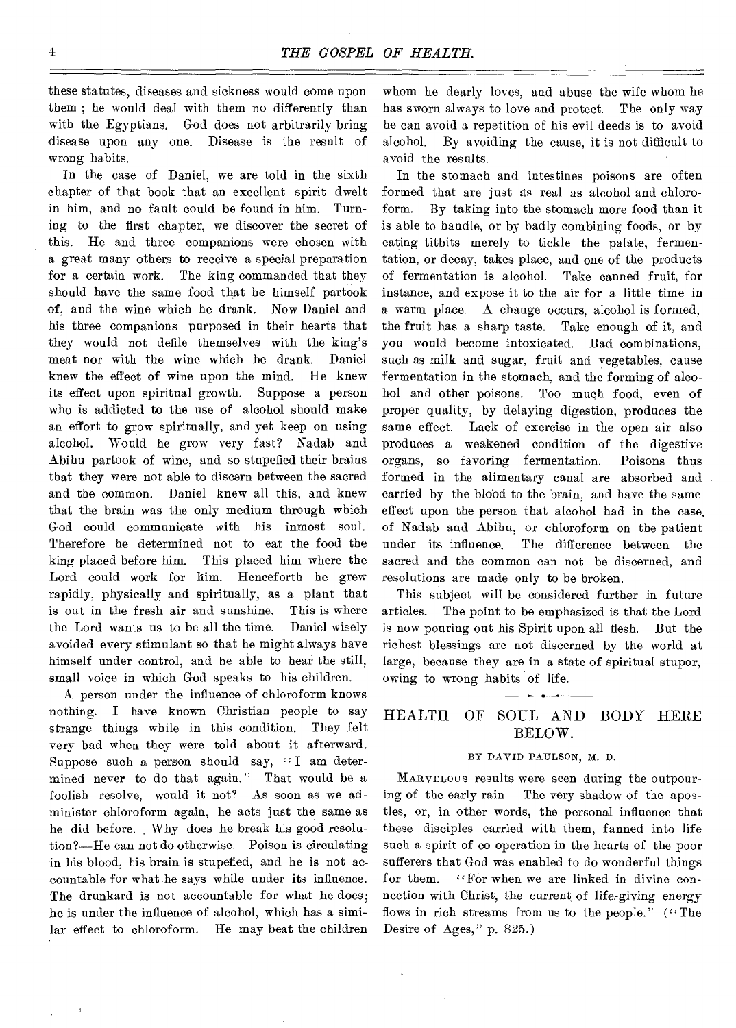these statutes, diseases and sickness would come upon them ; he would deal with them no differently than with the Egyptians. God does not arbitrarily bring disease upon any one. Disease is the result of wrong habits.

In the case of Daniel, we are told in the sixth chapter of that book that an excellent spirit dwelt in him, and no fault could be found in him. Turning to the first chapter, we discover the secret of this. He and three companions were chosen with a great many others to receive a special preparation for a certain work. The king commanded that they should have the same food that he himself partook of, and the wine which he drank. Now Daniel and his three companions purposed in their hearts that they would not defile themselves with the king's meat nor with the wine which he drank. Daniel knew the effect of wine upon the mind. He knew its effect upon spiritual growth. Suppose a person who is addicted to the use of alcohol should make an effort to grow spiritually, and yet keep on using alcohol. Would he grow very fast? Nadab and Abihu partook of wine, and so stupefied their brains that they were not able to discern between the sacred and the common. Daniel knew all this, and knew that the brain was the only medium through which God could communicate with his inmost soul. Therefore he determined not to eat the food the king placed before him. This placed him where the Lord could work for him. Henceforth he grew rapidly, physically and spiritually, as a plant that is out in the fresh air and sunshine. This is where the Lord wants us to be all the time. Daniel wisely avoided every stimulant so that he might always have himself under control, and be able to hear the still, small voice in which God speaks to his children.

A person under the influence of chloroform knows nothing. I have known Christian people to say strange things while in this condition. They felt very bad when they were told about it afterward. Suppose such a person should say, "I am determined never to do that again." That would be a foolish resolve, would it not? As soon as we administer chloroform again, he acts just the same as he did before. Why does he break his good resolution?—He can not do otherwise. Poison is circulating in his blood, his brain is stupefied, and he is not accountable for what he says while under its influence. The drunkard is not accountable for what he does; he is under the influence of alcohol, which has a similar effect to chloroform. He may beat the children whom he dearly loves, and abuse the wife whom he has sworn always to love and protect. The only way he can avoid a repetition of his evil deeds is to avoid alcohol. By avoiding the cause, it is not difficult to avoid the results.

In the stomach and intestines poisons are often formed that are just as real as alcohol and chloroform. By taking into the stomach more food than it is able to handle, or by badly combining foods, or by eating titbits merely to tickle the palate, fermentation, or decay, takes place, and one of the products of fermentation is alcohol. Take canned fruit, for instance, and expose it to the air for a little time in a warm place. A change occurs, alcohol is formed, the fruit has a sharp taste. Take enough of it, and you would become intoxicated. Bad combinations, such as milk and sugar, fruit and vegetables, cause fermentation in the stomach, and the forming of alcohol and other poisons. Too much food, even of proper quality, by delaying digestion, produces the same effect. Lack of exercise in the open air also produces a weakened condition of the digestive organs, so favoring fermentation. Poisons thus formed in the alimentary canal are absorbed and carried by the blood to the brain, and have the same effect upon the person that alcohol had in the case of Nadab and Abihu, or chloroform on the patient under its influence. The difference between the sacred and the common can not be discerned, and resolutions are made only to be broken.

This subject will be considered further in future articles. The point to be emphasized is that the Lord is now pouring out his Spirit upon all flesh. But the richest blessings are not discerned by the world at large, because they are in a state of spiritual stupor, owing to wrong habits of life.

## HEALTH OF SOUL AND BODY HERE BELOW.

BY DAVID PAULSON, M. D.

MARVELOUS results were seen during the outpouring of the early rain. The very shadow of the apostles, or, in other words, the personal influence that these disciples carried with them, fanned into life such a spirit of co-operation in the hearts of the poor sufferers that God was enabled to do wonderful things for them. "For when we are linked in divine connection with Christ, the current of life-giving energy flows in rich streams from us to the people." ("The Desire of Ages," p. 825.)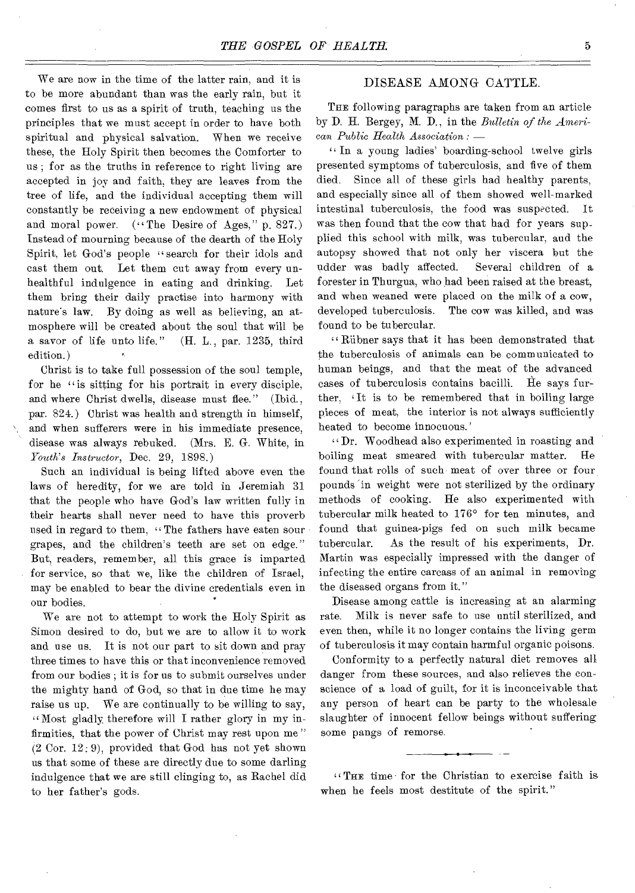We are now in the time of the latter rain, and it is to be more abundant than was the early rain, but it comes first to us as a spirit of truth, teaching us the principles that we must accept in order to have both spiritual and physical salvation. When we receive these, the Holy Spirit then becomes the Comforter to us; for as the truths in reference to right living are accepted in joy and faith, they are leaves from the tree of life, and the individual accepting them will constantly be receiving a new endowment of physical and moral power. ("The Desire of Ages," p. 827.) Instead of mourning because of the dearth of the Holy Spirit, let God's people "search for their idols and cast them out. Let them cut away from every unhealthful indulgence in eating and drinking. Let them bring their daily practise into harmony with nature's law. By doing as well as believing, an atmosphere will be created about the soul that will be a savor of life unto life." (H. L., par. 1235, third edition.)

Christ is to take full possession of the soul temple, for he "is sitting for his portrait in every disciple, and where Christ dwells, disease must flee." (Ibid., par. 824.) Christ was health and strength in himself, and when sufferers were in his immediate presence, disease was always rebuked. (Mrs. E. G. White, in *Youth's Instructor*, Dec. 29, 1898.)

Such an individual is being lifted above even the laws of heredity, for we are told in Jeremiah 31 that the people who have God's law written fully in their hearts shall never need to have this proverb used in regard to them, "The fathers have eaten sour grapes, and the children's teeth are set on edge." But, readers, remember, all this grace is imparted for service, so that we, like the children of Israel, may be enabled to bear the divine credentials even in our bodies.

We are not to attempt to work the Holy Spirit as Simon desired to do, but we are to allow it to work and use us. It is not our part to sit down and pray three times to have this or that inconvenience removed from our bodies; it is for us to submit ourselves under the mighty hand of God, so that in due time he may raise us up. We are continually to be willing to say, "Most gladly therefore will I rather glory in my infirmities, that the power of Christ may rest upon me" (2 Cor. 12:9), provided that God has not yet shown us that some of these are directly due to some darling indulgence that we are still clinging to, as Rachel did to her father's gods.

## DISEASE AMONG CATTLE.

THE following paragraphs are taken from an article by D. H. Bergey, M. D., in the *Bulletin of the American Public Health Association*: —

"In a young ladies' boarding-school twelve girls presented symptoms of tuberculosis, and five of them died. Since all of these girls had healthy parents, and especially since all of them showed well-marked intestinal tuberculosis, the food was suspected. It was then found that the cow that had for years supplied this school with milk, was tubercular, and the autopsy showed that not only her viscera but the udder was badly affected. Several children of a forester in Thurgua, who had been raised at the breast, and when weaned were placed on the milk of a cow, developed tuberculosis. The cow was killed, and was found to be tubercular.

"Rübner says that it has been demonstrated that the tuberculosis of animals can be communicated to human beings, and that the meat of the advanced cases of tuberculosis contains bacilli. He says further, 'It is to be remembered that in boiling large pieces of meat, the interior is not always sufficiently heated to become innocuous.'

"Dr. Woodhead also experimented in roasting and boiling meat smeared with tubercular matter. He found that rolls of such meat of over three or four pounds in weight were not sterilized by the ordinary methods of cooking. He also experimented with tubercular milk heated to 176° for ten minutes, and found that guinea-pigs fed on such milk became tubercular. As the result of his experiments, Dr. Martin was especially impressed with the danger of infecting the entire carcass of an animal in removing the diseased organs from it."

Disease among cattle is increasing at an alarming rate. Milk is never safe to use until sterilized, and even then, while it no longer contains the living germ of tuberculosis it may contain harmful organic poisons.

Conformity to a perfectly natural diet removes all danger from these sources, and also relieves the conscience of a load of guilt, for it is inconceivable that any person of heart can be party to the wholesale slaughter of innocent fellow beings without suffering some pangs of remorse.

---

"THE time for the Christian to exercise faith is when he feels most destitute of the spirit."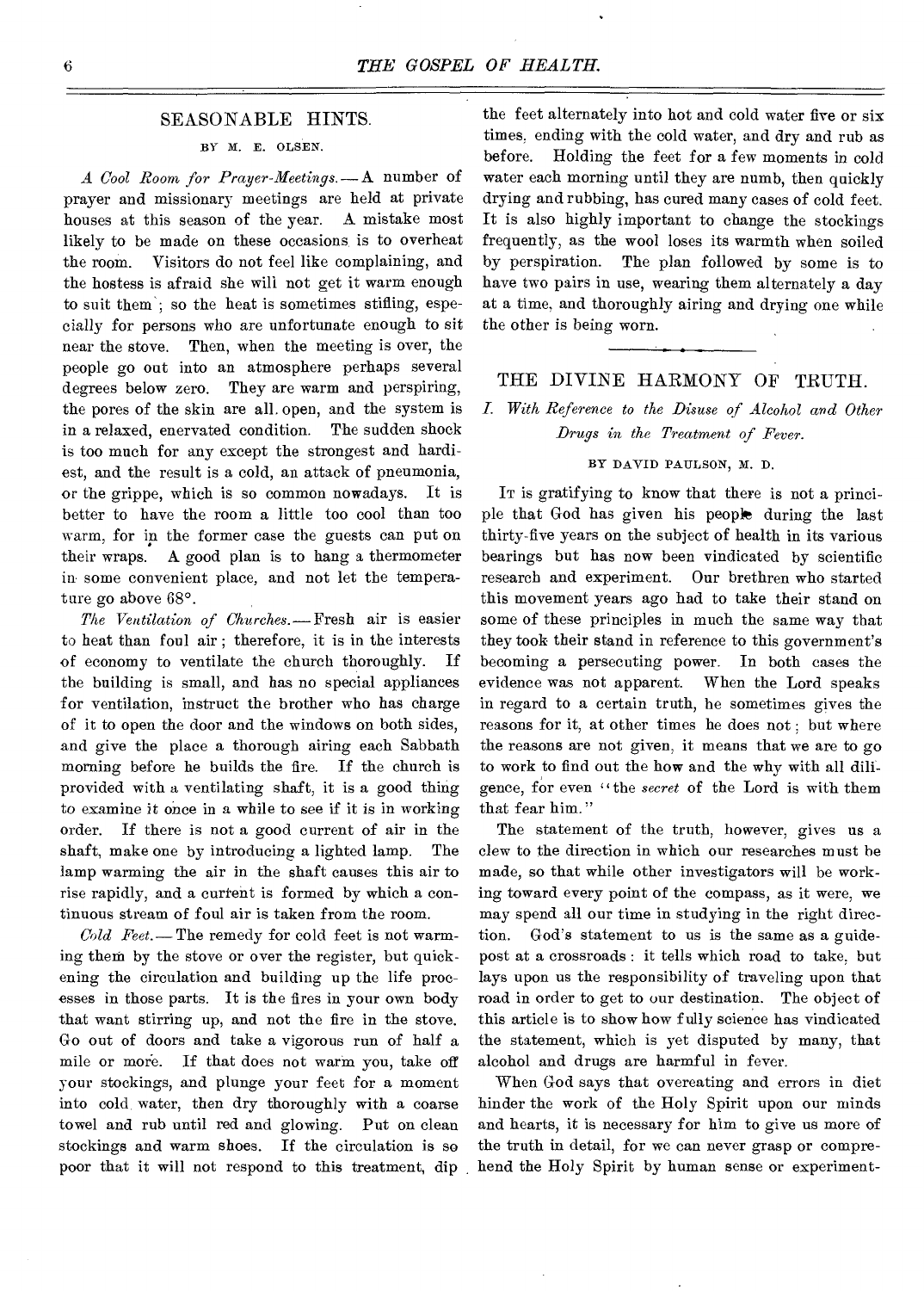## SEASONABLE HINTS.

BY M. E. OLSEN.

*A Cool Room for Prayer-Meetings.*— A number of prayer and missionary meetings are held at private houses at this season of the year. A mistake most likely to be made on these occasions is to overheat the room. Visitors do not feel like complaining, and the hostess is afraid she will not get it warm enough to suit them; so the heat is sometimes stifling, especially for persons who are unfortunate enough to sit near the stove. Then, when the meeting is over, the people go out into an atmosphere perhaps several degrees below zero. They are warm and perspiring, the pores of the skin are all open, and the system is in a relaxed, enervated condition. The sudden shock is too much for any except the strongest and hardiest, and the result is a cold, an attack of pneumonia, or the grippe, which is so common nowadays. It is better to have the room a little too cool than too warm, for in the former case the guests can put on their wraps. A good plan is to hang a thermometer in some convenient place, and not let the temperature go above 68°.

*The Ventilation of Churches.*— Fresh air is easier to heat than foul air; therefore, it is in the interests of economy to ventilate the church thoroughly. If the building is small, and has no special appliances for ventilation, instruct the brother who has charge of it to open the door and the windows on both sides, and give the place a thorough airing each Sabbath morning before he builds the fire. If the church is provided with a ventilating shaft, it is a good thing to examine it once in a while to see if it is in working order. If there is not a good current of air in the shaft, make one by introducing a lighted lamp. The lamp warming the air in the shaft causes this air to rise rapidly, and a current is formed by which a continuous stream of foul air is taken from the room.

*Cold Feet.*— The remedy for cold feet is not warming them by the stove or over the register, but quickening the circulation and building up the life processes in those parts. It is the fires in your own body that want stirring up, and not the fire in the stove. Go out of doors and take a vigorous run of half a mile or more. If that does not warm you, take off your stockings, and plunge your feet for a moment into cold water, then dry thoroughly with a coarse towel and rub until red and glowing. Put on clean stockings and warm shoes. If the circulation is so poor that it will not respond to this treatment, dip the feet alternately into hot and cold water five or six times, ending with the cold water, and dry and rub as before. Holding the feet for a few moments in cold water each morning until they are numb, then quickly drying and rubbing, has cured many cases of cold feet. It is also highly important to change the stockings frequently, as the wool loses its warmth when soiled by perspiration. The plan followed by some is to have two pairs in use, wearing them alternately a day at a time, and thoroughly airing and drying one while the other is being worn.

## THE DIVINE HARMONY OF TRUTH.

### *I. With Reference to the Disuse of Alcohol and Other Drugs in the Treatment of Fever.*

BY DAVID PAULSON, M. D.

It is gratifying to know that there is not a principle that God has given his people during the last thirty-five years on the subject of health in its various bearings but has now been vindicated by scientific research and experiment. Our brethren who started this movement years ago had to take their stand on some of these principles in much the same way that they took their stand in reference to this government's becoming a persecuting power. In both cases the evidence was not apparent. When the Lord speaks in regard to a certain truth, he sometimes gives the reasons for it, at other times he does not; but where the reasons are not given, it means that we are to go to work to find out the how and the why with all diligence, for even "the *secret* of the Lord is with them that fear him."

The statement of the truth, however, gives us a clew to the direction in which our researches must be made, so that while other investigators will be working toward every point of the compass, as it were, we may spend all our time in studying in the right direction. God's statement to us is the same as a guide-post at a crossroads: it tells which road to take, but lays upon us the responsibility of traveling upon that road in order to get to our destination. The object of this article is to show how fully science has vindicated the statement, which is yet disputed by many, that alcohol and drugs are harmful in fever.

When God says that overeating and errors in diet hinder the work of the Holy Spirit upon our minds and hearts, it is necessary for him to give us more of the truth in detail, for we can never grasp or comprehend the Holy Spirit by human sense or experiment-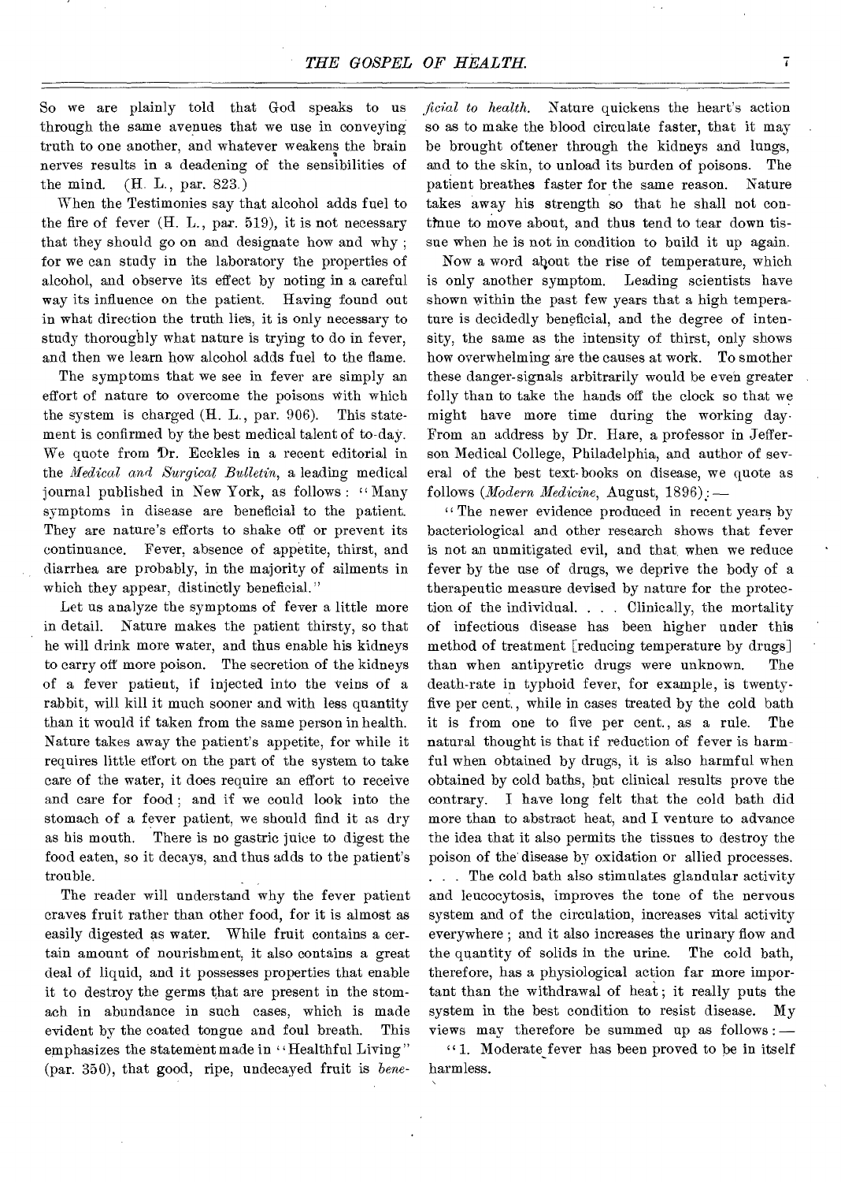So we are plainly told that God speaks to us through the same avenues that we use in conveying truth to one another, and whatever weakens the brain nerves results in a deadening of the sensibilities of the mind. (H. L., par. 823.)

When the Testimonies say that alcohol adds fuel to the fire of fever (H. L., par. 519), it is not necessary that they should go on and designate how and why; for we can study in the laboratory the properties of alcohol, and observe its effect by noting in a careful way its influence on the patient. Having found out in what direction the truth lies, it is only necessary to study thoroughly what nature is trying to do in fever, and then we learn how alcohol adds fuel to the flame.

The symptoms that we see in fever are simply an effort of nature to overcome the poisons with which the system is charged (H. L., par. 906). This statement is confirmed by the best medical talent of to-day. We quote from Dr. Eccles in a recent editorial in the *Medical and Surgical Bulletin*, a leading medical journal published in New York, as follows: "Many symptoms in disease are beneficial to the patient. They are nature's efforts to shake off or prevent its continuance. Fever, absence of appetite, thirst, and diarrhea are probably, in the majority of ailments in which they appear, distinctly beneficial."

Let us analyze the symptoms of fever a little more in detail. Nature makes the patient thirsty, so that he will drink more water, and thus enable his kidneys to carry off more poison. The secretion of the kidneys of a fever patient, if injected into the veins of a rabbit, will kill it much sooner and with less quantity than it would if taken from the same person in health. Nature takes away the patient's appetite, for while it requires little effort on the part of the system to take care of the water, it does require an effort to receive and care for food; and if we could look into the stomach of a fever patient, we should find it as dry as his mouth. There is no gastric juice to digest the food eaten, so it decays, and thus adds to the patient's trouble.

The reader will understand why the fever patient craves fruit rather than other food, for it is almost as easily digested as water. While fruit contains a certain amount of nourishment, it also contains a great deal of liquid, and it possesses properties that enable it to destroy the germs that are present in the stomach in abundance in such cases, which is made evident by the coated tongue and foul breath. This emphasizes the statement made in "Healthful Living" (par. 350), that good, ripe, undecayed fruit is *beneficial to health*. Nature quickens the heart's action so as to make the blood circulate faster, that it may be brought oftener through the kidneys and lungs, and to the skin, to unload its burden of poisons. The patient breathes faster for the same reason. Nature takes away his strength so that he shall not continue to move about, and thus tend to tear down tissue when he is not in condition to build it up again.

Now a word about the rise of temperature, which is only another symptom. Leading scientists have shown within the past few years that a high temperature is decidedly beneficial, and the degree of intensity, the same as the intensity of thirst, only shows how overwhelming are the causes at work. To smother these danger-signals arbitrarily would be even greater folly than to take the hands off the clock so that we might have more time during the working day. From an address by Dr. Hare, a professor in Jefferson Medical College, Philadelphia, and author of several of the best text-books on disease, we quote as follows (*Modern Medicine*, August, 1896): —

"The newer evidence produced in recent years by bacteriological and other research shows that fever is not an unmitigated evil, and that when we reduce fever by the use of drugs, we deprive the body of a therapeutic measure devised by nature for the protection of the individual. . . . Clinically, the mortality of infectious disease has been higher under this method of treatment [reducing temperature by drugs] than when antipyretic drugs were unknown. The death-rate in typhoid fever, for example, is twenty-five per cent., while in cases treated by the cold bath it is from one to five per cent., as a rule. The natural thought is that if reduction of fever is harmful when obtained by drugs, it is also harmful when obtained by cold baths, but clinical results prove the contrary. I have long felt that the cold bath did more than to abstract heat, and I venture to advance the idea that it also permits the tissues to destroy the poison of the disease by oxidation or allied processes. . . . The cold bath also stimulates glandular activity and leucocytosis, improves the tone of the nervous system and of the circulation, increases vital activity everywhere; and it also increases the urinary flow and the quantity of solids in the urine. The cold bath, therefore, has a physiological action far more important than the withdrawal of heat; it really puts the system in the best condition to resist disease. My views may therefore be summed up as follows: —

"1. Moderate fever has been proved to be in itself harmless.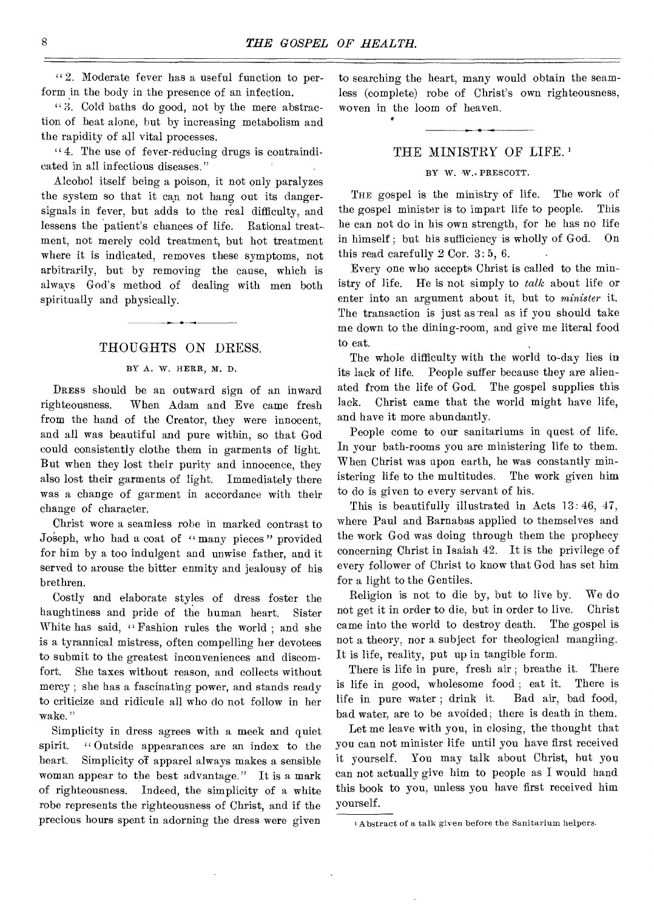"2. Moderate fever has a useful function to perform in the body in the presence of an infection.

"3. Cold baths do good, not by the mere abstraction of heat alone, but by increasing metabolism and the rapidity of all vital processes.

"4. The use of fever-reducing drugs is contraindicated in all infectious diseases."

Alcohol itself being a poison, it not only paralyzes the system so that it can not hang out its danger-signals in fever, but adds to the real difficulty, and lessens the patient's chances of life. Rational treatment, not merely cold treatment, but hot treatment where it is indicated, removes these symptoms, not arbitrarily, but by removing the cause, which is always God's method of dealing with men both spiritually and physically.

## THOUGHTS ON DRESS.

BY A. W. HERR, M. D.

DRESS should be an outward sign of an inward righteousness. When Adam and Eve came fresh from the hand of the Creator, they were innocent, and all was beautiful and pure within, so that God could consistently clothe them in garments of light. But when they lost their purity and innocence, they also lost their garments of light. Immediately there was a change of garment in accordance with their change of character.

Christ wore a seamless robe in marked contrast to Joseph, who had a coat of "many pieces" provided for him by a too indulgent and unwise father, and it served to arouse the bitter enmity and jealousy of his brethren.

Costly and elaborate styles of dress foster the haughtiness and pride of the human heart. Sister White has said, "Fashion rules the world; and she is a tyrannical mistress, often compelling her devotees to submit to the greatest inconveniences and discomfort. She taxes without reason, and collects without mercy; she has a fascinating power, and stands ready to criticize and ridicule all who do not follow in her wake."

Simplicity in dress agrees with a meek and quiet spirit. "Outside appearances are an index to the heart. Simplicity of apparel always makes a sensible woman appear to the best advantage." It is a mark of righteousness. Indeed, the simplicity of a white robe represents the righteousness of Christ, and if the precious hours spent in adorning the dress were given to searching the heart, many would obtain the seamless (complete) robe of Christ's own righteousness, woven in the loom of heaven.

## THE MINISTRY OF LIFE.[1]

BY W. W. PRESCOTT.

THE gospel is the ministry of life. The work of the gospel minister is to impart life to people. This he can not do in his own strength, for he has no life in himself; but his sufficiency is wholly of God. On this read carefully 2 Cor. 3:5, 6.

Every one who accepts Christ is called to the ministry of life. He is not simply to *talk* about life or enter into an argument about it, but to *minister* it. The transaction is just as real as if you should take me down to the dining-room, and give me literal food to eat.

The whole difficulty with the world to-day lies in its lack of life. People suffer because they are alienated from the life of God. The gospel supplies this lack. Christ came that the world might have life, and have it more abundantly.

People come to our sanitariums in quest of life. In your bath-rooms you are ministering life to them. When Christ was upon earth, he was constantly ministering life to the multitudes. The work given him to do is given to every servant of his.

This is beautifully illustrated in Acts 13:46, 47, where Paul and Barnabas applied to themselves and the work God was doing through them the prophecy concerning Christ in Isaiah 42. It is the privilege of every follower of Christ to know that God has set him for a light to the Gentiles.

Religion is not to die by, but to live by. We do not get it in order to die, but in order to live. Christ came into the world to destroy death. The gospel is not a theory, nor a subject for theological mangling. It is life, reality, put up in tangible form.

There is life in pure, fresh air; breathe it. There is life in good, wholesome food; eat it. There is life in pure water; drink it. Bad air, bad food, bad water, are to be avoided; there is death in them.

Let me leave with you, in closing, the thought that you can not minister life until you have first received it yourself. You may talk about Christ, but you can not actually give him to people as I would hand this book to you, unless you have first received him yourself.

[1] Abstract of a talk given before the Sanitarium helpers.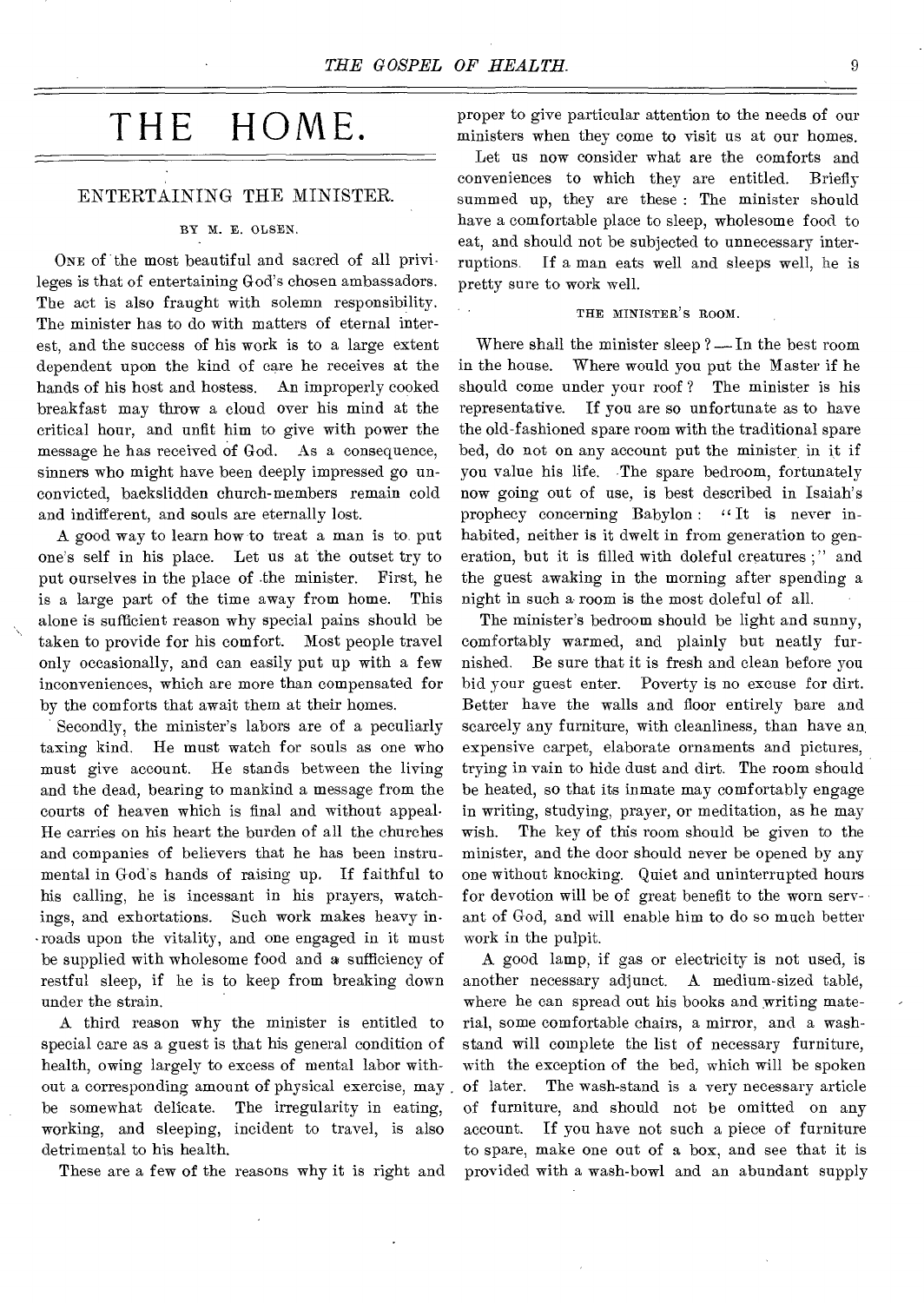# THE HOME.

## ENTERTAINING THE MINISTER.

BY M. E. OLSEN.

ONE of the most beautiful and sacred of all privileges is that of entertaining God's chosen ambassadors. The act is also fraught with solemn responsibility. The minister has to do with matters of eternal interest, and the success of his work is to a large extent dependent upon the kind of care he receives at the hands of his host and hostess. An improperly cooked breakfast may throw a cloud over his mind at the critical hour, and unfit him to give with power the message he has received of God. As a consequence, sinners who might have been deeply impressed go unconvicted, backslidden church-members remain cold and indifferent, and souls are eternally lost.

A good way to learn how to treat a man is to put one's self in his place. Let us at the outset try to put ourselves in the place of the minister. First, he is a large part of the time away from home. This alone is sufficient reason why special pains should be taken to provide for his comfort. Most people travel only occasionally, and can easily put up with a few inconveniences, which are more than compensated for by the comforts that await them at their homes.

Secondly, the minister's labors are of a peculiarly taxing kind. He must watch for souls as one who must give account. He stands between the living and the dead, bearing to mankind a message from the courts of heaven which is final and without appeal. He carries on his heart the burden of all the churches and companies of believers that he has been instrumental in God's hands of raising up. If faithful to his calling, he is incessant in his prayers, watchings, and exhortations. Such work makes heavy inroads upon the vitality, and one engaged in it must be supplied with wholesome food and a sufficiency of restful sleep, if he is to keep from breaking down under the strain.

A third reason why the minister is entitled to special care as a guest is that his general condition of health, owing largely to excess of mental labor without a corresponding amount of physical exercise, may be somewhat delicate. The irregularity in eating, working, and sleeping, incident to travel, is also detrimental to his health.

These are a few of the reasons why it is right and proper to give particular attention to the needs of our ministers when they come to visit us at our homes.

Let us now consider what are the comforts and conveniences to which they are entitled. Briefly summed up, they are these : The minister should have a comfortable place to sleep, wholesome food to eat, and should not be subjected to unnecessary interruptions. If a man eats well and sleeps well, he is pretty sure to work well.

### THE MINISTER'S ROOM.

Where shall the minister sleep ? — In the best room in the house. Where would you put the Master if he should come under your roof ? The minister is his representative. If you are so unfortunate as to have the old-fashioned spare room with the traditional spare bed, do not on any account put the minister in it if you value his life. The spare bedroom, fortunately now going out of use, is best described in Isaiah's prophecy concerning Babylon : "It is never inhabited, neither is it dwelt in from generation to generation, but it is filled with doleful creatures ;" and the guest awaking in the morning after spending a night in such a room is the most doleful of all.

The minister's bedroom should be light and sunny, comfortably warmed, and plainly but neatly furnished. Be sure that it is fresh and clean before you bid your guest enter. Poverty is no excuse for dirt. Better have the walls and floor entirely bare and scarcely any furniture, with cleanliness, than have an expensive carpet, elaborate ornaments and pictures, trying in vain to hide dust and dirt. The room should be heated, so that its inmate may comfortably engage in writing, studying, prayer, or meditation, as he may wish. The key of this room should be given to the minister, and the door should never be opened by any one without knocking. Quiet and uninterrupted hours for devotion will be of great benefit to the worn servant of God, and will enable him to do so much better work in the pulpit.

A good lamp, if gas or electricity is not used, is another necessary adjunct. A medium-sized table, where he can spread out his books and writing material, some comfortable chairs, a mirror, and a wash-stand will complete the list of necessary furniture, with the exception of the bed, which will be spoken of later. The wash-stand is a very necessary article of furniture, and should not be omitted on any account. If you have not such a piece of furniture to spare, make one out of a box, and see that it is provided with a wash-bowl and an abundant supply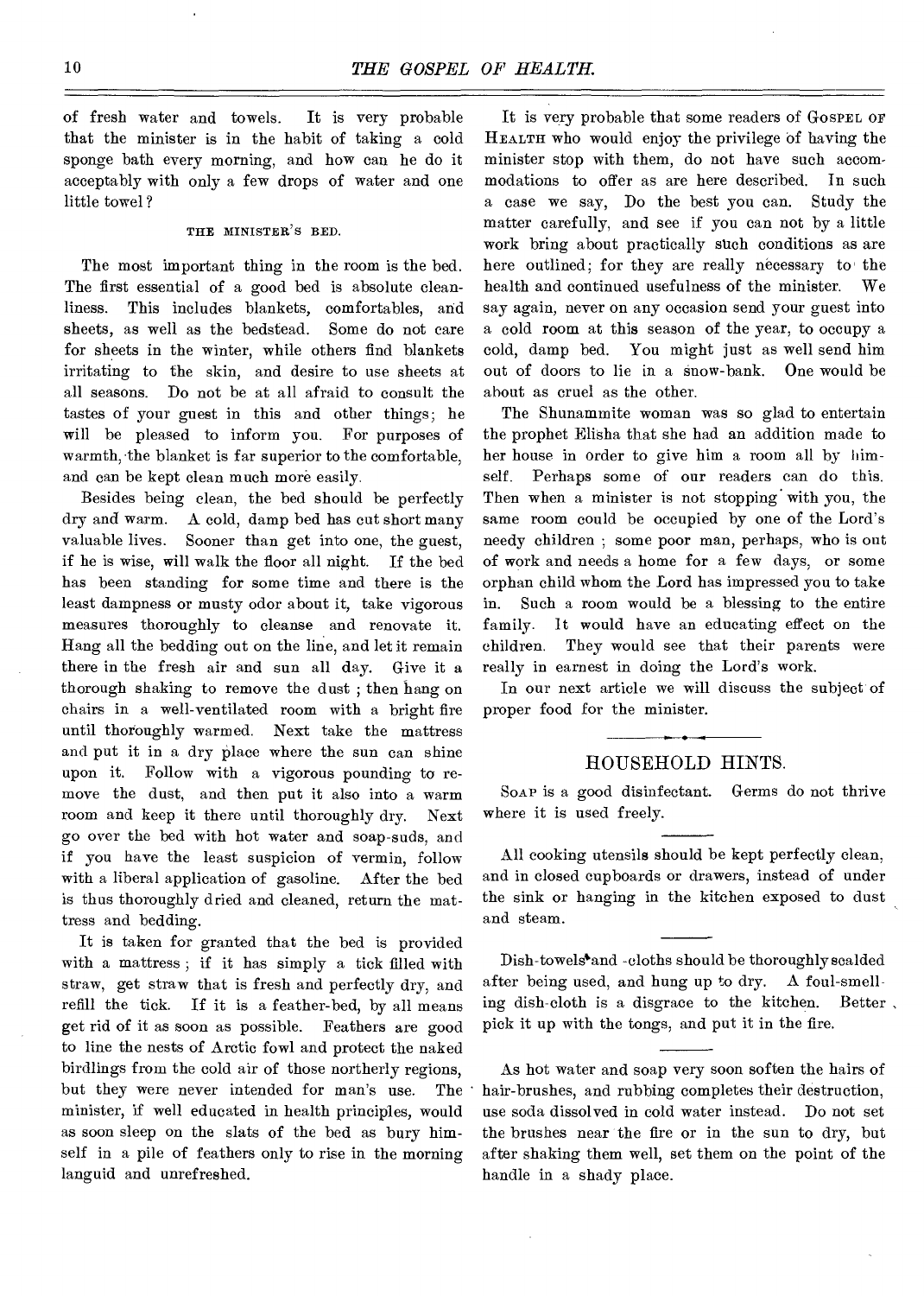of fresh water and towels. It is very probable that the minister is in the habit of taking a cold sponge bath every morning, and how can he do it acceptably with only a few drops of water and one little towel?

### THE MINISTER'S BED.

The most important thing in the room is the bed. The first essential of a good bed is absolute cleanliness. This includes blankets, comfortables, and sheets, as well as the bedstead. Some do not care for sheets in the winter, while others find blankets irritating to the skin, and desire to use sheets at all seasons. Do not be at all afraid to consult the tastes of your guest in this and other things; he will be pleased to inform you. For purposes of warmth, the blanket is far superior to the comfortable, and can be kept clean much more easily.

Besides being clean, the bed should be perfectly dry and warm. A cold, damp bed has cut short many valuable lives. Sooner than get into one, the guest, if he is wise, will walk the floor all night. If the bed has been standing for some time and there is the least dampness or musty odor about it, take vigorous measures thoroughly to cleanse and renovate it. Hang all the bedding out on the line, and let it remain there in the fresh air and sun all day. Give it a thorough shaking to remove the dust; then hang on chairs in a well-ventilated room with a bright fire until thoroughly warmed. Next take the mattress and put it in a dry place where the sun can shine upon it. Follow with a vigorous pounding to remove the dust, and then put it also into a warm room and keep it there until thoroughly dry. Next go over the bed with hot water and soap-suds, and if you have the least suspicion of vermin, follow with a liberal application of gasoline. After the bed is thus thoroughly dried and cleaned, return the mattress and bedding.

It is taken for granted that the bed is provided with a mattress; if it has simply a tick filled with straw, get straw that is fresh and perfectly dry, and refill the tick. If it is a feather-bed, by all means get rid of it as soon as possible. Feathers are good to line the nests of Arctic fowl and protect the naked birdlings from the cold air of those northerly regions, but they were never intended for man's use. The minister, if well educated in health principles, would as soon sleep on the slats of the bed as bury himself in a pile of feathers only to rise in the morning languid and unrefreshed.

It is very probable that some readers of GOSPEL OF HEALTH who would enjoy the privilege of having the minister stop with them, do not have such accommodations to offer as are here described. In such a case we say, Do the best you can. Study the matter carefully, and see if you can not by a little work bring about practically such conditions as are here outlined; for they are really necessary to the health and continued usefulness of the minister. We say again, never on any occasion send your guest into a cold room at this season of the year, to occupy a cold, damp bed. You might just as well send him out of doors to lie in a snow-bank. One would be about as cruel as the other.

The Shunammite woman was so glad to entertain the prophet Elisha that she had an addition made to her house in order to give him a room all by himself. Perhaps some of our readers can do this. Then when a minister is not stopping with you, the same room could be occupied by one of the Lord's needy children; some poor man, perhaps, who is out of work and needs a home for a few days, or some orphan child whom the Lord has impressed you to take in. Such a room would be a blessing to the entire family. It would have an educating effect on the children. They would see that their parents were really in earnest in doing the Lord's work.

In our next article we will discuss the subject of proper food for the minister.

## HOUSEHOLD HINTS.

SOAP is a good disinfectant. Germs do not thrive where it is used freely.

All cooking utensils should be kept perfectly clean, and in closed cupboards or drawers, instead of under the sink or hanging in the kitchen exposed to dust and steam.

Dish-towels and -cloths should be thoroughly scalded after being used, and hung up to dry. A foul-smelling dish-cloth is a disgrace to the kitchen. Better pick it up with the tongs, and put it in the fire.

As hot water and soap very soon soften the hairs of hair-brushes, and rubbing completes their destruction, use soda dissolved in cold water instead. Do not set the brushes near the fire or in the sun to dry, but after shaking them well, set them on the point of the handle in a shady place.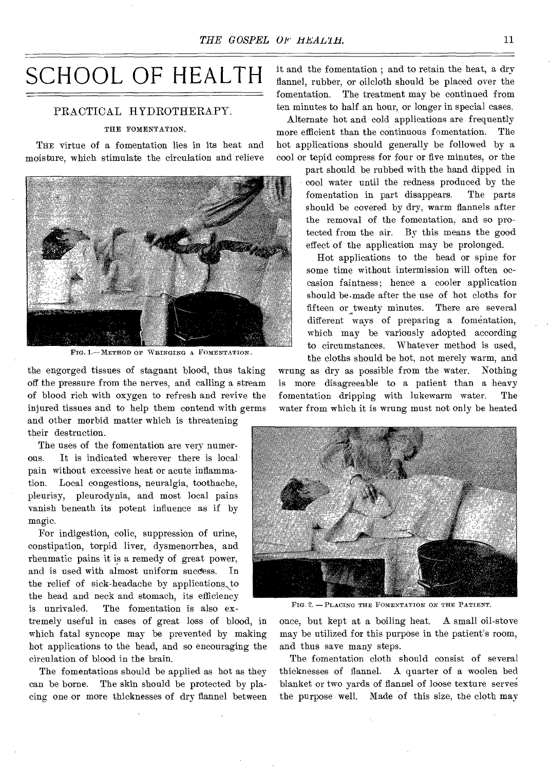# SCHOOL OF HEALTH

## PRACTICAL HYDROTHERAPY.

### THE FOMENTATION.

THE virtue of a fomentation lies in its heat and moisture, which stimulate the circulation and relieve the engorged tissues of stagnant blood, thus taking off the pressure from the nerves, and calling a stream of blood rich with oxygen to refresh and revive the injured tissues and to help them contend with germs and other morbid matter which is threatening their destruction.

FIG. 1.—METHOD OF WRINGING A FOMENTATION.

The uses of the fomentation are very numerous. It is indicated wherever there is local pain without excessive heat or acute inflammation. Local congestions, neuralgia, toothache, pleurisy, pleurodynia, and most local pains vanish beneath its potent influence as if by magic.

For indigestion, colic, suppression of urine, constipation, torpid liver, dysmenorrhea, and rheumatic pains it is a remedy of great power, and is used with almost uniform success. In the relief of sick-headache by applications to the head and neck and stomach, its efficiency is unrivaled. The fomentation is also extremely useful in cases of great loss of blood, in which fatal syncope may be prevented by making hot applications to the head, and so encouraging the circulation of blood in the brain.

The fomentations should be applied as hot as they can be borne. The skin should be protected by placing one or more thicknesses of dry flannel between it and the fomentation; and to retain the heat, a dry flannel, rubber, or oilcloth should be placed over the fomentation. The treatment may be continued from ten minutes to half an hour, or longer in special cases.

Alternate hot and cold applications are frequently more efficient than the continuous fomentation. The hot applications should generally be followed by a cool or tepid compress for four or five minutes, or the part should be rubbed with the hand dipped in cool water until the redness produced by the fomentation in part disappears. The parts should be covered by dry, warm flannels after the removal of the fomentation, and so protected from the air. By this means the good effect of the application may be prolonged.

Hot applications to the head or spine for some time without intermission will often occasion faintness; hence a cooler application should be made after the use of hot cloths for fifteen or twenty minutes. There are several different ways of preparing a fomentation, which may be variously adopted according to circumstances. Whatever method is used, the cloths should be hot, not merely warm, and wrung as dry as possible from the water. Nothing is more disagreeable to a patient than a heavy fomentation dripping with lukewarm water. The water from which it is wrung must not only be heated once, but kept at a boiling heat. A small oil-stove may be utilized for this purpose in the patient's room, and thus save many steps.

FIG. 2.—PLACING THE FOMENTATION ON THE PATIENT.

The fomentation cloth should consist of several thicknesses of flannel. A quarter of a woolen bed blanket or two yards of flannel of loose texture serves the purpose well. Made of this size, the cloth may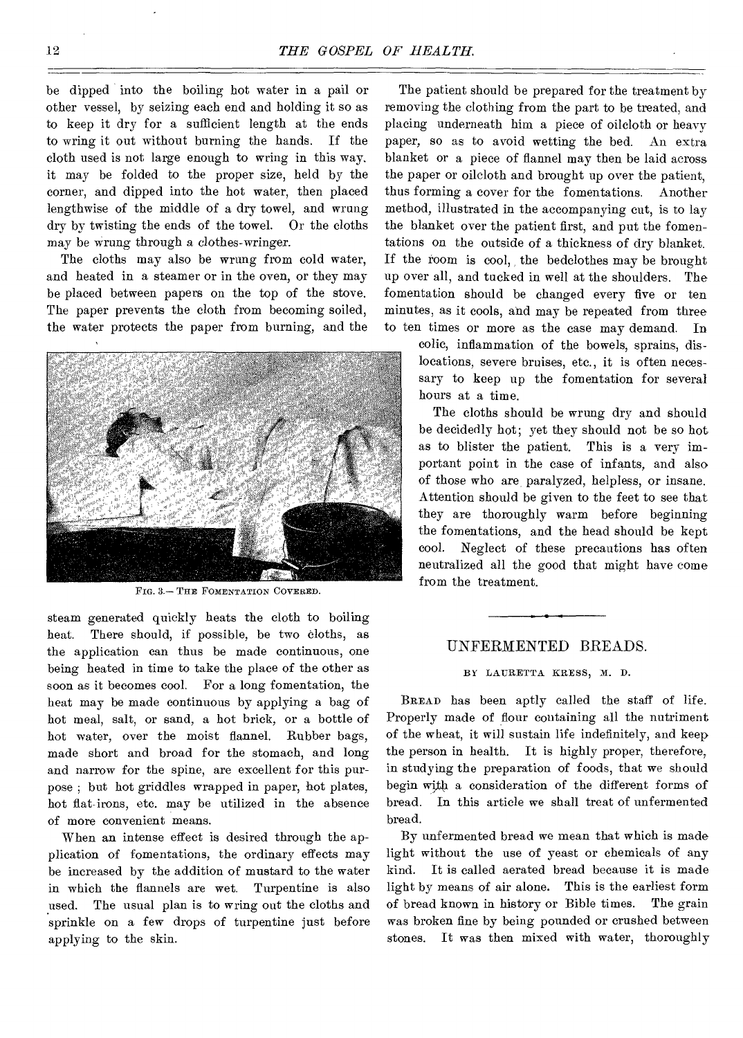be dipped into the boiling hot water in a pail or other vessel, by seizing each end and holding it so as to keep it dry for a sufficient length at the ends to wring it out without burning the hands. If the cloth used is not large enough to wring in this way, it may be folded to the proper size, held by the corner, and dipped into the hot water, then placed lengthwise of the middle of a dry towel, and wrung dry by twisting the ends of the towel. Or the cloths may be wrung through a clothes-wringer.

The cloths may also be wrung from cold water, and heated in a steamer or in the oven, or they may be placed between papers on the top of the stove. The paper prevents the cloth from becoming soiled, the water protects the paper from burning, and the steam generated quickly heats the cloth to boiling heat. There should, if possible, be two cloths, as the application can thus be made continuous, one being heated in time to take the place of the other as soon as it becomes cool. For a long fomentation, the heat may be made continuous by applying a bag of hot meal, salt, or sand, a hot brick, or a bottle of hot water, over the moist flannel. Rubber bags, made short and broad for the stomach, and long and narrow for the spine, are excellent for this purpose; but hot griddles wrapped in paper, hot plates, hot flat-irons, etc. may be utilized in the absence of more convenient means.

FIG. 3.— THE FOMENTATION COVERED.

When an intense effect is desired through the application of fomentations, the ordinary effects may be increased by the addition of mustard to the water in which the flannels are wet. Turpentine is also used. The usual plan is to wring out the cloths and sprinkle on a few drops of turpentine just before applying to the skin.

The patient should be prepared for the treatment by removing the clothing from the part to be treated, and placing underneath him a piece of oilcloth or heavy paper, so as to avoid wetting the bed. An extra blanket or a piece of flannel may then be laid across the paper or oilcloth and brought up over the patient, thus forming a cover for the fomentations. Another method, illustrated in the accompanying cut, is to lay the blanket over the patient first, and put the fomentations on the outside of a thickness of dry blanket. If the room is cool, the bedclothes may be brought up over all, and tucked in well at the shoulders. The fomentation should be changed every five or ten minutes, as it cools, and may be repeated from three to ten times or more as the case may demand. In colic, inflammation of the bowels, sprains, dislocations, severe bruises, etc., it is often necessary to keep up the fomentation for several hours at a time.

The cloths should be wrung dry and should be decidedly hot; yet they should not be so hot as to blister the patient. This is a very important point in the case of infants, and also of those who are paralyzed, helpless, or insane. Attention should be given to the feet to see that they are thoroughly warm before beginning the fomentations, and the head should be kept cool. Neglect of these precautions has often neutralized all the good that might have come from the treatment.

## UNFERMENTED BREADS.

BY LAURETTA KRESS, M. D.

BREAD has been aptly called the staff of life. Properly made of flour containing all the nutriment of the wheat, it will sustain life indefinitely, and keep the person in health. It is highly proper, therefore, in studying the preparation of foods, that we should begin with a consideration of the different forms of bread. In this article we shall treat of unfermented bread.

By unfermented bread we mean that which is made light without the use of yeast or chemicals of any kind. It is called aerated bread because it is made light by means of air alone. This is the earliest form of bread known in history or Bible times. The grain was broken fine by being pounded or crushed between stones. It was then mixed with water, thoroughly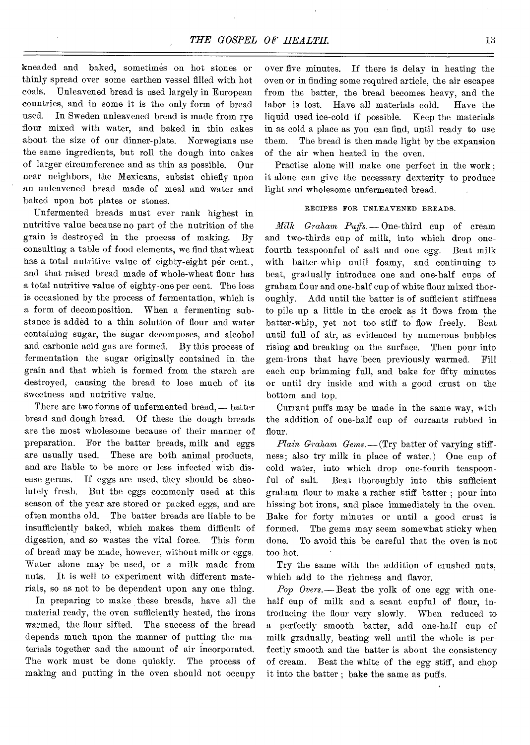kneaded and baked, sometimes on hot stones or thinly spread over some earthen vessel filled with hot coals. Unleavened bread is used largely in European countries, and in some it is the only form of bread used. In Sweden unleavened bread is made from rye flour mixed with water, and baked in thin cakes about the size of our dinner-plate. Norwegians use the same ingredients, but roll the dough into cakes of larger circumference and as thin as possible. Our near neighbors, the Mexicans, subsist chiefly upon an unleavened bread made of meal and water and baked upon hot plates or stones.

Unfermented breads must ever rank highest in nutritive value because no part of the nutrition of the grain is destroyed in the process of making. By consulting a table of food elements, we find that wheat has a total nutritive value of eighty-eight per cent., and that raised bread made of whole-wheat flour has a total nutritive value of eighty-one per cent. The loss is occasioned by the process of fermentation, which is a form of decomposition. When a fermenting substance is added to a thin solution of flour and water containing sugar, the sugar decomposes, and alcohol and carbonic acid gas are formed. By this process of fermentation the sugar originally contained in the grain and that which is formed from the starch are destroyed, causing the bread to lose much of its sweetness and nutritive value.

There are two forms of unfermented bread, — batter bread and dough bread. Of these the dough breads are the most wholesome because of their manner of preparation. For the batter breads, milk and eggs are usually used. These are both animal products, and are liable to be more or less infected with disease-germs. If eggs are used, they should be absolutely fresh. But the eggs commonly used at this season of the year are stored or packed eggs, and are often months old. The batter breads are liable to be insufficiently baked, which makes them difficult of digestion, and so wastes the vital force. This form of bread may be made, however, without milk or eggs. Water alone may be used, or a milk made from nuts. It is well to experiment with different materials, so as not to be dependent upon any one thing.

In preparing to make these breads, have all the material ready, the oven sufficiently heated, the irons warmed, the flour sifted. The success of the bread depends much upon the manner of putting the materials together and the amount of air incorporated. The work must be done quickly. The process of making and putting in the oven should not occupy over five minutes. If there is delay in heating the oven or in finding some required article, the air escapes from the batter, the bread becomes heavy, and the labor is lost. Have all materials cold. Have the liquid used ice-cold if possible. Keep the materials in as cold a place as you can find, until ready to use them. The bread is then made light by the expansion of the air when heated in the oven.

Practise alone will make one perfect in the work; it alone can give the necessary dexterity to produce light and wholesome unfermented bread.

### RECIPES FOR UNLEAVENED BREADS.

*Milk Graham Puffs.* — One-third cup of cream and two-thirds cup of milk, into which drop one-fourth teaspoonful of salt and one egg. Beat milk with batter-whip until foamy, and continuing to beat, gradually introduce one and one-half cups of graham flour and one-half cup of white flour mixed thoroughly. Add until the batter is of sufficient stiffness to pile up a little in the crock as it flows from the batter-whip, yet not too stiff to flow freely. Beat until full of air, as evidenced by numerous bubbles rising and breaking on the surface. Then pour into gem-irons that have been previously warmed. Fill each cup brimming full, and bake for fifty minutes or until dry inside and with a good crust on the bottom and top.

Currant puffs may be made in the same way, with the addition of one-half cup of currants rubbed in flour.

*Plain Graham Gems.* — (Try batter of varying stiffness; also try milk in place of water.) One cup of cold water, into which drop one-fourth teaspoonful of salt. Beat thoroughly into this sufficient graham flour to make a rather stiff batter; pour into hissing hot irons, and place immediately in the oven. Bake for forty minutes or until a good crust is formed. The gems may seem somewhat sticky when done. To avoid this be careful that the oven is not too hot.

Try the same with the addition of crushed nuts, which add to the richness and flavor.

*Pop Overs.* — Beat the yolk of one egg with one-half cup of milk and a scant cupful of flour, introducing the flour very slowly. When reduced to a perfectly smooth batter, add one-half cup of milk gradually, beating well until the whole is perfectly smooth and the batter is about the consistency of cream. Beat the white of the egg stiff, and chop it into the batter; bake the same as puffs.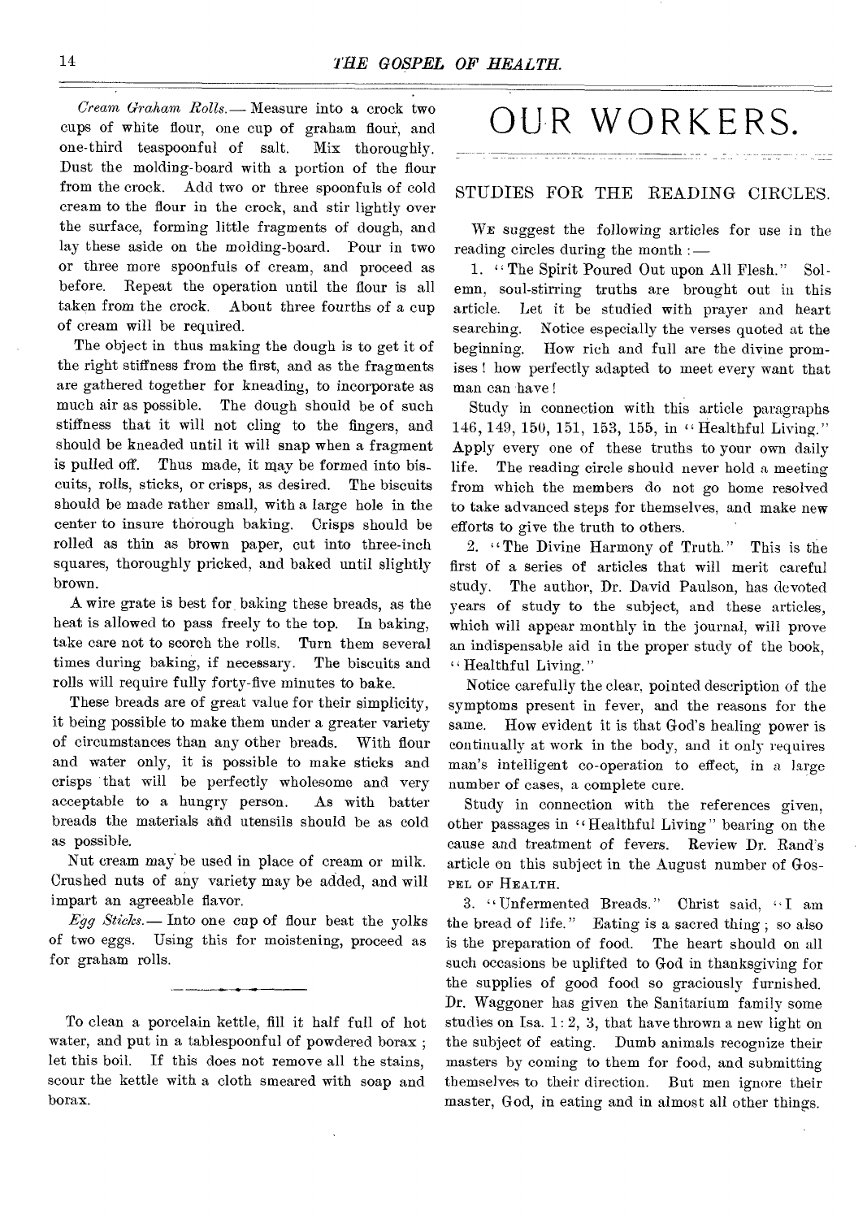*Cream Graham Rolls.*— Measure into a crock two cups of white flour, one cup of graham flour, and one-third teaspoonful of salt. Mix thoroughly. Dust the molding-board with a portion of the flour from the crock. Add two or three spoonfuls of cold cream to the flour in the crock, and stir lightly over the surface, forming little fragments of dough, and lay these aside on the molding-board. Pour in two or three more spoonfuls of cream, and proceed as before. Repeat the operation until the flour is all taken from the crock. About three fourths of a cup of cream will be required.

The object in thus making the dough is to get it of the right stiffness from the first, and as the fragments are gathered together for kneading, to incorporate as much air as possible. The dough should be of such stiffness that it will not cling to the fingers, and should be kneaded until it will snap when a fragment is pulled off. Thus made, it may be formed into biscuits, rolls, sticks, or crisps, as desired. The biscuits should be made rather small, with a large hole in the center to insure thorough baking. Crisps should be rolled as thin as brown paper, cut into three-inch squares, thoroughly pricked, and baked until slightly brown.

A wire grate is best for baking these breads, as the heat is allowed to pass freely to the top. In baking, take care not to scorch the rolls. Turn them several times during baking, if necessary. The biscuits and rolls will require fully forty-five minutes to bake.

These breads are of great value for their simplicity, it being possible to make them under a greater variety of circumstances than any other breads. With flour and water only, it is possible to make sticks and crisps that will be perfectly wholesome and very acceptable to a hungry person. As with batter breads the materials and utensils should be as cold as possible.

Nut cream may be used in place of cream or milk. Crushed nuts of any variety may be added, and will impart an agreeable flavor.

*Egg Sticks.*— Into one cup of flour beat the yolks of two eggs. Using this for moistening, proceed as for graham rolls.

---

To clean a porcelain kettle, fill it half full of hot water, and put in a tablespoonful of powdered borax; let this boil. If this does not remove all the stains, scour the kettle with a cloth smeared with soap and borax.

# OUR WORKERS.

## STUDIES FOR THE READING CIRCLES.

We suggest the following articles for use in the reading circles during the month:—

1. "The Spirit Poured Out upon All Flesh." Solemn, soul-stirring truths are brought out in this article. Let it be studied with prayer and heart searching. Notice especially the verses quoted at the beginning. How rich and full are the divine promises! how perfectly adapted to meet every want that man can have!

Study in connection with this article paragraphs 146, 149, 150, 151, 153, 155, in "Healthful Living." Apply every one of these truths to your own daily life. The reading circle should never hold a meeting from which the members do not go home resolved to take advanced steps for themselves, and make new efforts to give the truth to others.

2. "The Divine Harmony of Truth." This is the first of a series of articles that will merit careful study. The author, Dr. David Paulson, has devoted years of study to the subject, and these articles, which will appear monthly in the journal, will prove an indispensable aid in the proper study of the book, "Healthful Living."

Notice carefully the clear, pointed description of the symptoms present in fever, and the reasons for the same. How evident it is that God's healing power is continually at work in the body, and it only requires man's intelligent co-operation to effect, in a large number of cases, a complete cure.

Study in connection with the references given, other passages in "Healthful Living" bearing on the cause and treatment of fevers. Review Dr. Rand's article on this subject in the August number of Gospel of Health.

3. "Unfermented Breads." Christ said, "I am the bread of life." Eating is a sacred thing; so also is the preparation of food. The heart should on all such occasions be uplifted to God in thanksgiving for the supplies of good food so graciously furnished. Dr. Waggoner has given the Sanitarium family some studies on Isa. 1:2, 3, that have thrown a new light on the subject of eating. Dumb animals recognize their masters by coming to them for food, and submitting themselves to their direction. But men ignore their master, God, in eating and in almost all other things.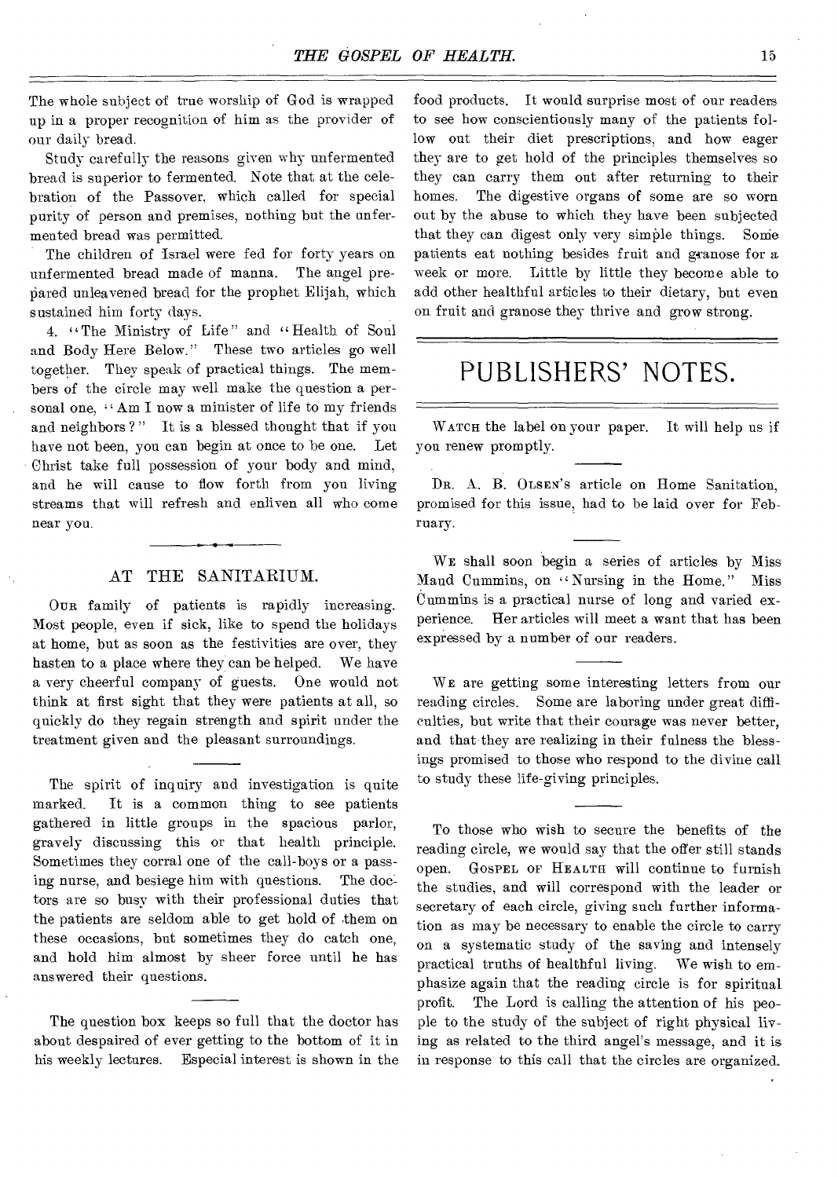The whole subject of true worship of God is wrapped up in a proper recognition of him as the provider of our daily bread.

Study carefully the reasons given why unfermented bread is superior to fermented. Note that at the celebration of the Passover, which called for special purity of person and premises, nothing but the unfermented bread was permitted.

The children of Israel were fed for forty years on unfermented bread made of manna. The angel prepared unleavened bread for the prophet Elijah, which sustained him forty days.

4. "The Ministry of Life" and "Health of Soul and Body Here Below." These two articles go well together. They speak of practical things. The members of the circle may well make the question a personal one, "Am I now a minister of life to my friends and neighbors?" It is a blessed thought that if you have not been, you can begin at once to be one. Let Christ take full possession of your body and mind, and he will cause to flow forth from you living streams that will refresh and enliven all who come near you.

### AT THE SANITARIUM.

OUR family of patients is rapidly increasing. Most people, even if sick, like to spend the holidays at home, but as soon as the festivities are over, they hasten to a place where they can be helped. We have a very cheerful company of guests. One would not think at first sight that they were patients at all, so quickly do they regain strength and spirit under the treatment given and the pleasant surroundings.

The spirit of inquiry and investigation is quite marked. It is a common thing to see patients gathered in little groups in the spacious parlor, gravely discussing this or that health principle. Sometimes they corral one of the call-boys or a passing nurse, and besiege him with questions. The doctors are so busy with their professional duties that the patients are seldom able to get hold of them on these occasions, but sometimes they do catch one, and hold him almost by sheer force until he has answered their questions.

The question box keeps so full that the doctor has about despaired of ever getting to the bottom of it in his weekly lectures. Especial interest is shown in the food products. It would surprise most of our readers to see how conscientiously many of the patients follow out their diet prescriptions, and how eager they are to get hold of the principles themselves so they can carry them out after returning to their homes. The digestive organs of some are so worn out by the abuse to which they have been subjected that they can digest only very simple things. Some patients eat nothing besides fruit and granose for a week or more. Little by little they become able to add other healthful articles to their dietary, but even on fruit and granose they thrive and grow strong.

## PUBLISHERS' NOTES.

WATCH the label on your paper. It will help us if you renew promptly.

DR. A. B. OLSEN's article on Home Sanitation, promised for this issue, had to be laid over for February.

WE shall soon begin a series of articles by Miss Maud Cummins, on "Nursing in the Home." Miss Cummins is a practical nurse of long and varied experience. Her articles will meet a want that has been expressed by a number of our readers.

WE are getting some interesting letters from our reading circles. Some are laboring under great difficulties, but write that their courage was never better, and that they are realizing in their fulness the blessings promised to those who respond to the divine call to study these life-giving principles.

To those who wish to secure the benefits of the reading circle, we would say that the offer still stands open. GOSPEL OF HEALTH will continue to furnish the studies, and will correspond with the leader or secretary of each circle, giving such further information as may be necessary to enable the circle to carry on a systematic study of the saving and intensely practical truths of healthful living. We wish to emphasize again that the reading circle is for spiritual profit. The Lord is calling the attention of his people to the study of the subject of right physical living as related to the third angel's message, and it is in response to this call that the circles are organized.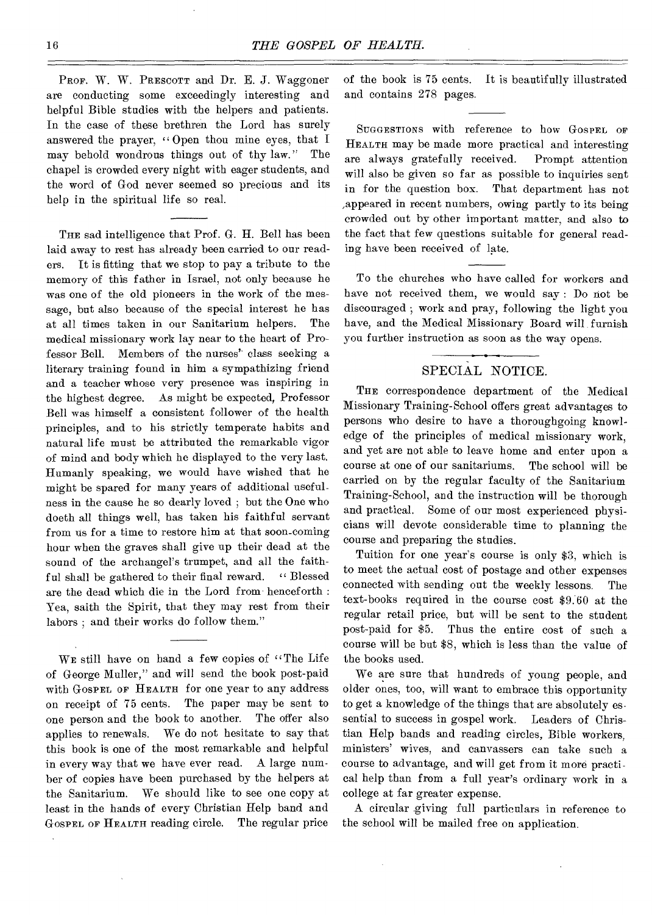PROF. W. W. PRESCOTT and Dr. E. J. Waggoner are conducting some exceedingly interesting and helpful Bible studies with the helpers and patients. In the case of these brethren the Lord has surely answered the prayer, "Open thou mine eyes, that I may behold wondrous things out of thy law." The chapel is crowded every night with eager students, and the word of God never seemed so precious and its help in the spiritual life so real.

THE sad intelligence that Prof. G. H. Bell has been laid away to rest has already been carried to our readers. It is fitting that we stop to pay a tribute to the memory of this father in Israel, not only because he was one of the old pioneers in the work of the message, but also because of the special interest he has at all times taken in our Sanitarium helpers. The medical missionary work lay near to the heart of Professor Bell. Members of the nurses' class seeking a literary training found in him a sympathizing friend and a teacher whose very presence was inspiring in the highest degree. As might be expected, Professor Bell was himself a consistent follower of the health principles, and to his strictly temperate habits and natural life must be attributed the remarkable vigor of mind and body which he displayed to the very last. Humanly speaking, we would have wished that he might be spared for many years of additional usefulness in the cause he so dearly loved; but the One who doeth all things well, has taken his faithful servant from us for a time to restore him at that soon-coming hour when the graves shall give up their dead at the sound of the archangel's trumpet, and all the faithful shall be gathered to their final reward. "Blessed are the dead which die in the Lord from henceforth: Yea, saith the Spirit, that they may rest from their labors; and their works do follow them."

WE still have on hand a few copies of "The Life of George Muller," and will send the book post-paid with GOSPEL OF HEALTH for one year to any address on receipt of 75 cents. The paper may be sent to one person and the book to another. The offer also applies to renewals. We do not hesitate to say that this book is one of the most remarkable and helpful in every way that we have ever read. A large number of copies have been purchased by the helpers at the Sanitarium. We should like to see one copy at least in the hands of every Christian Help band and GOSPEL OF HEALTH reading circle. The regular price of the book is 75 cents. It is beautifully illustrated and contains 278 pages.

SUGGESTIONS with reference to how GOSPEL OF HEALTH may be made more practical and interesting are always gratefully received. Prompt attention will also be given so far as possible to inquiries sent in for the question box. That department has not appeared in recent numbers, owing partly to its being crowded out by other important matter, and also to the fact that few questions suitable for general reading have been received of late.

To the churches who have called for workers and have not received them, we would say: Do not be discouraged; work and pray, following the light you have, and the Medical Missionary Board will furnish you further instruction as soon as the way opens.

## SPECIAL NOTICE.

THE correspondence department of the Medical Missionary Training-School offers great advantages to persons who desire to have a thoroughgoing knowledge of the principles of medical missionary work, and yet are not able to leave home and enter upon a course at one of our sanitariums. The school will be carried on by the regular faculty of the Sanitarium Training-School, and the instruction will be thorough and practical. Some of our most experienced physicians will devote considerable time to planning the course and preparing the studies.

Tuition for one year's course is only $3, which is to meet the actual cost of postage and other expenses connected with sending out the weekly lessons. The text-books required in the course cost $9.60 at the regular retail price, but will be sent to the student post-paid for $5. Thus the entire cost of such a course will be but $8, which is less than the value of the books used.

We are sure that hundreds of young people, and older ones, too, will want to embrace this opportunity to get a knowledge of the things that are absolutely essential to success in gospel work. Leaders of Christian Help bands and reading circles, Bible workers, ministers' wives, and canvassers can take such a course to advantage, and will get from it more practical help than from a full year's ordinary work in a college at far greater expense.

A circular giving full particulars in reference to the school will be mailed free on application.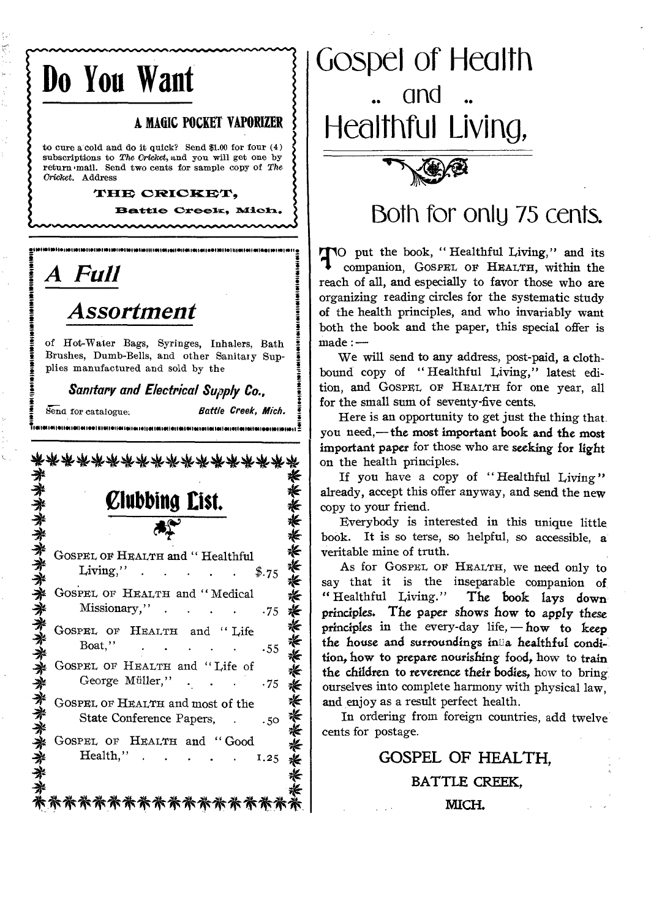# Do You Want

### A MAGIC POCKET VAPORIZER

to cure a cold and do it quick? Send $1.00 for four (4) subscriptions to *The Cricket*, and you will get one by return mail. Send two cents for sample copy of *The Cricket*. Address

**THE CRICKET,**

**Battle Creek, Mich.**

---

## *A Full Assortment*

of Hot-Water Bags, Syringes, Inhalers, Bath Brushes, Dumb-Bells, and other Sanitary Supplies manufactured and sold by the

***Sanitary and Electrical Supply Co.,***

Send for catalogue. *Battle Creek, Mich.*

---

## Clubbing List.

| | |
|---|---|
| GOSPEL OF HEALTH and "Healthful Living," | $.75 |
| GOSPEL OF HEALTH and "Medical Missionary," | .75 |
| GOSPEL OF HEALTH and "Life Boat," | .55 |
| GOSPEL OF HEALTH and "Life of George Müller," | .75 |
| GOSPEL OF HEALTH and most of the State Conference Papers, | .50 |
| GOSPEL OF HEALTH and "Good Health," | 1.25 |

---

# Gospel of Health .. and .. Healthful Living,

## Both for only 75 cents.

To put the book, "Healthful Living," and its companion, GOSPEL OF HEALTH, within the reach of all, and especially to favor those who are organizing reading circles for the systematic study of the health principles, and who invariably want both the book and the paper, this special offer is made:—

We will send to any address, post-paid, a cloth-bound copy of "Healthful Living," latest edition, and GOSPEL OF HEALTH for one year, all for the small sum of seventy-five cents.

Here is an opportunity to get just the thing that you need,— **the most important book and the most important paper** for those who are **seeking for light** on the health principles.

If you have a copy of "Healthful Living" already, accept this offer anyway, and send the new copy to your friend.

Everybody is interested in this unique little book. It is so terse, so helpful, so accessible, a veritable mine of truth.

As for GOSPEL OF HEALTH, we need only to say that it is the inseparable companion of "Healthful Living." **The book lays down principles. The paper shows how to apply these principles** in the every-day life,— **how to keep the house and surroundings in a healthful condition, how to prepare nourishing food,** how to **train the children to reverence their bodies,** how to bring ourselves into complete harmony with physical law, and enjoy as a result perfect health.

In ordering from foreign countries, add twelve cents for postage.

**GOSPEL OF HEALTH,**

**BATTLE CREEK,**

**MICH.**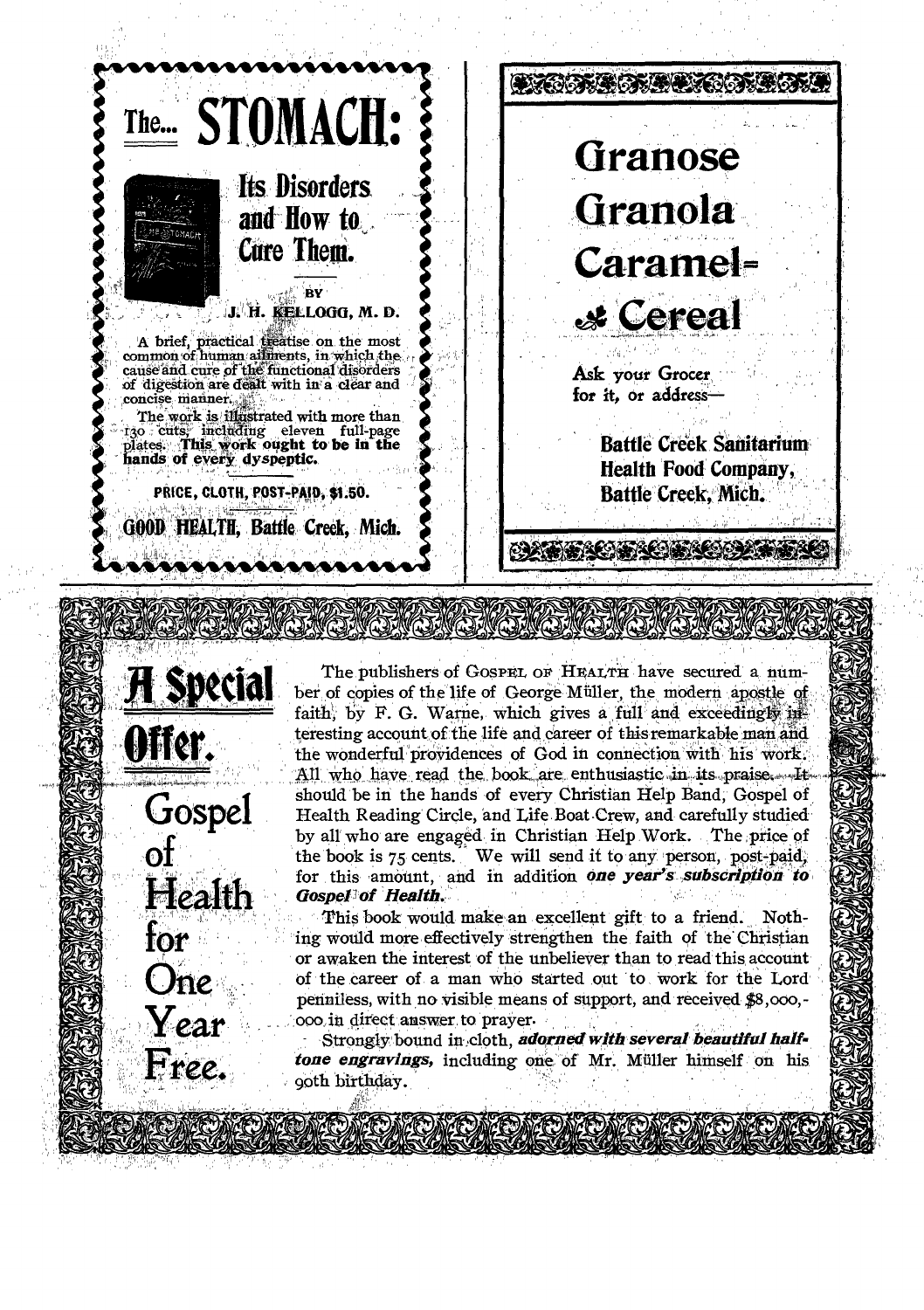# The... STOMACH:

## Its Disorders and How to Cure Them.

BY

J. H. KELLOGG, M. D.

A brief, practical treatise on the most common of human ailments, in which the cause and cure of the functional disorders of digestion are dealt with in a clear and concise manner.

The work is illustrated with more than 130 cuts, including eleven full-page plates. **This work ought to be in the hands of every dyspeptic.**

PRICE, CLOTH, POST-PAID, $1.50.

**GOOD HEALTH, Battle Creek, Mich.**

---

# Granose Granola Caramel-Cereal

Ask your Grocer for it, or address—

**Battle Creek Sanitarium Health Food Company, Battle Creek, Mich.**

---

# A Special Offer.

## Gospel of Health for One Year Free.

The publishers of GOSPEL OF HEALTH have secured a number of copies of the life of George Müller, the modern apostle of faith, by F. G. Warne, which gives a full and exceedingly interesting account of the life and career of this remarkable man and the wonderful providences of God in connection with his work. All who have read the book are enthusiastic in its praise. It should be in the hands of every Christian Help Band, Gospel of Health Reading Circle, and Life Boat Crew, and carefully studied by all who are engaged in Christian Help Work. The price of the book is 75 cents. We will send it to any person, post-paid, for this amount, and in addition ***one year's subscription to Gospel of Health.***

This book would make an excellent gift to a friend. Nothing would more effectively strengthen the faith of the Christian or awaken the interest of the unbeliever than to read this account of the career of a man who started out to work for the Lord penniless, with no visible means of support, and received $8,000,000 in direct answer to prayer.

Strongly bound in cloth, ***adorned with several beautiful half-tone engravings,*** including one of Mr. Müller himself on his 90th birthday.